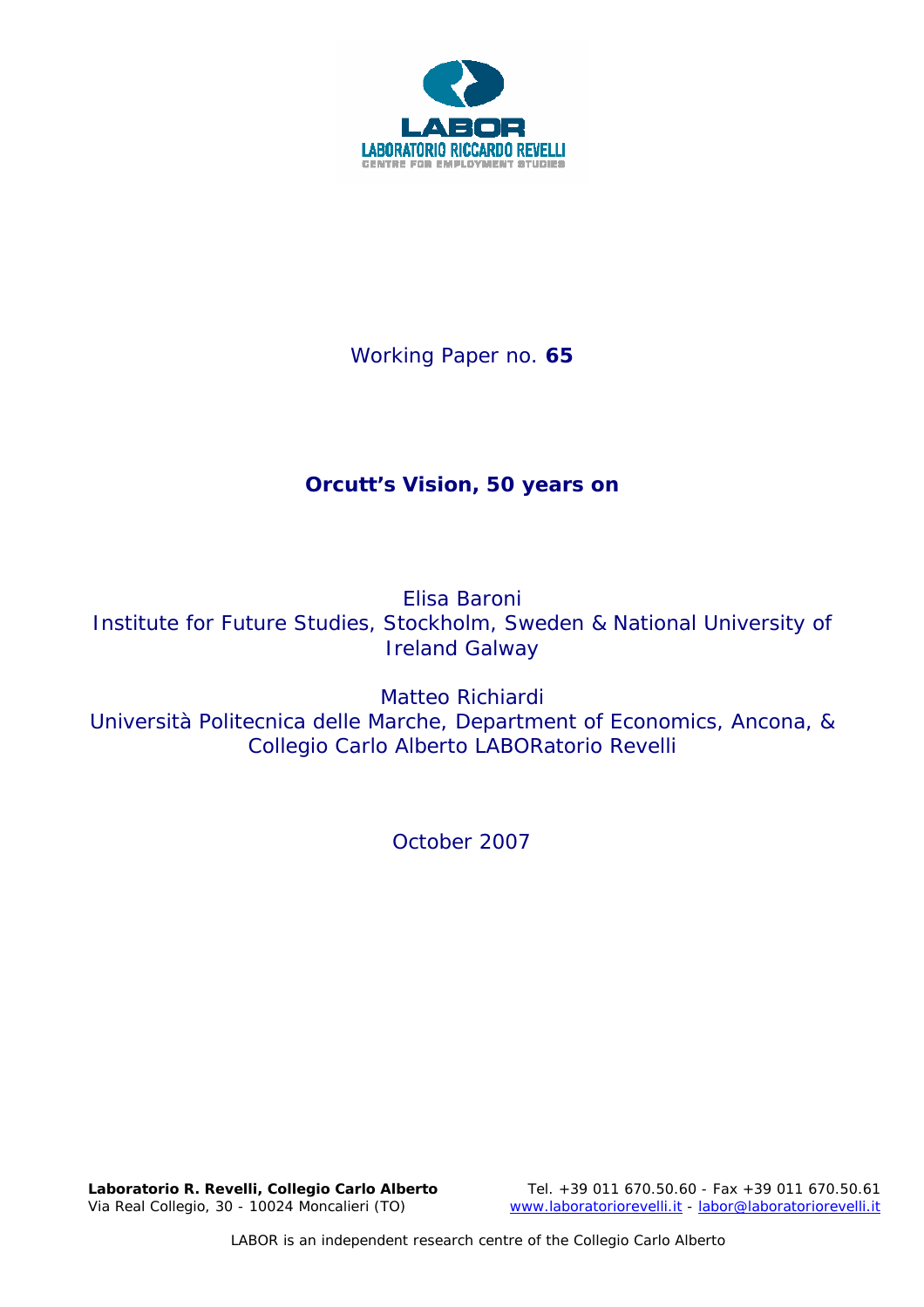LABOR

LABORATORIO RICCARDO REVELLI

CENTRE FOR EMPLOYMENT STUDIES

Working Paper no. **65**

# Orcutt's Vision, 50 years on

Elisa Baroni
Institute for Future Studies, Stockholm, Sweden & National University of Ireland Galway

Matteo Richiardi
Università Politecnica delle Marche, Department of Economics, Ancona, & Collegio Carlo Alberto LABORatorio Revelli

October 2007

**Laboratorio R. Revelli, Collegio Carlo Alberto**
Via Real Collegio, 30 - 10024 Moncalieri (TO)

Tel. +39 011 670.50.60 - Fax +39 011 670.50.61
www.laboratoriorevelli.it - labor@laboratoriorevelli.it

LABOR is an independent research centre of the Collegio Carlo Alberto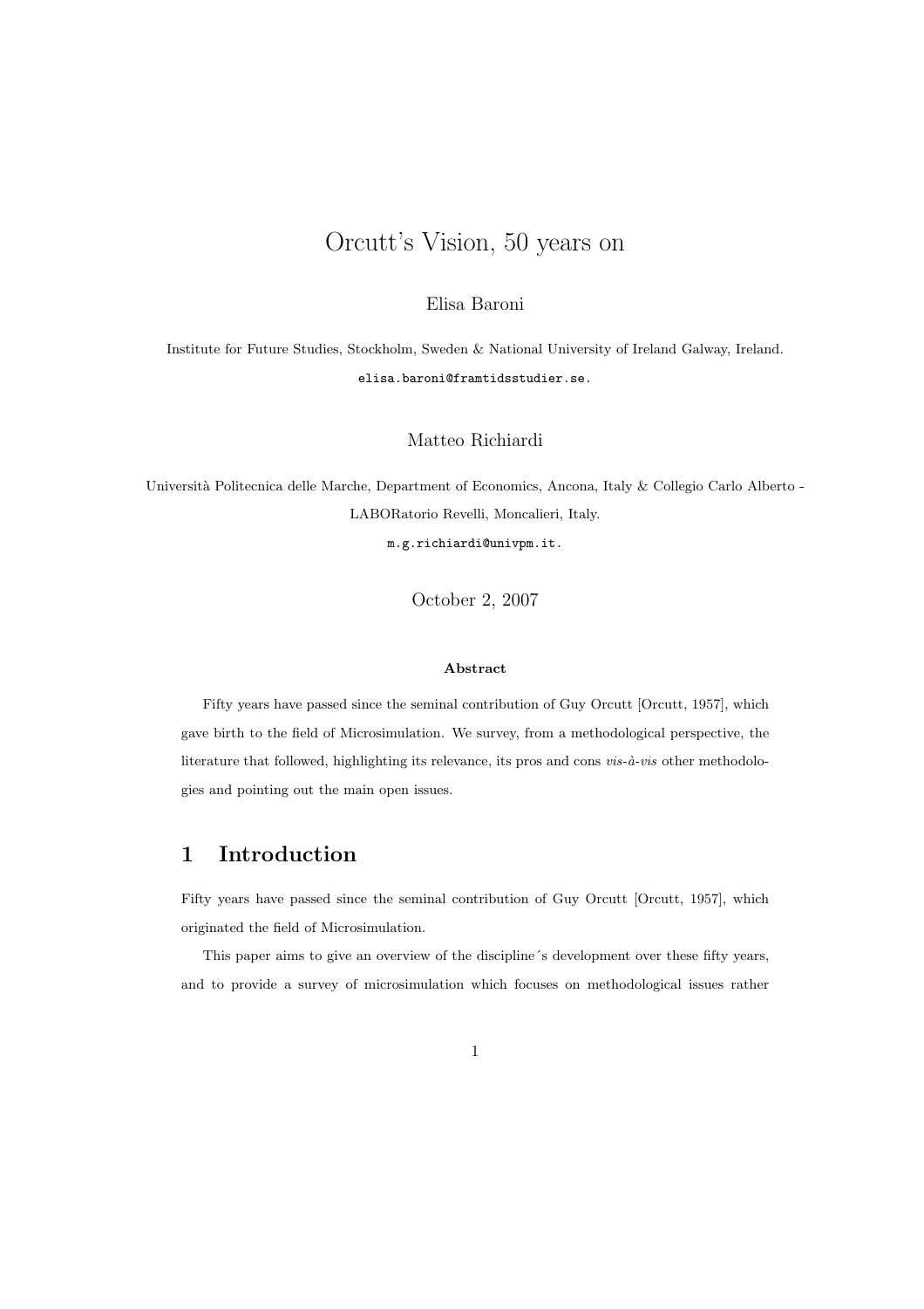# Orcutt's Vision, 50 years on

Elisa Baroni

Institute for Future Studies, Stockholm, Sweden & National University of Ireland Galway, Ireland.

elisa.baroni@framtidsstudier.se.

Matteo Richiardi

Università Politecnica delle Marche, Department of Economics, Ancona, Italy & Collegio Carlo Alberto - LABORatorio Revelli, Moncalieri, Italy.

m.g.richiardi@univpm.it.

October 2, 2007

**Abstract**

Fifty years have passed since the seminal contribution of Guy Orcutt [Orcutt, 1957], which gave birth to the field of Microsimulation. We survey, from a methodological perspective, the literature that followed, highlighting its relevance, its pros and cons *vis-à-vis* other methodologies and pointing out the main open issues.

## 1 Introduction

Fifty years have passed since the seminal contribution of Guy Orcutt [Orcutt, 1957], which originated the field of Microsimulation.

This paper aims to give an overview of the discipline´s development over these fifty years, and to provide a survey of microsimulation which focuses on methodological issues rather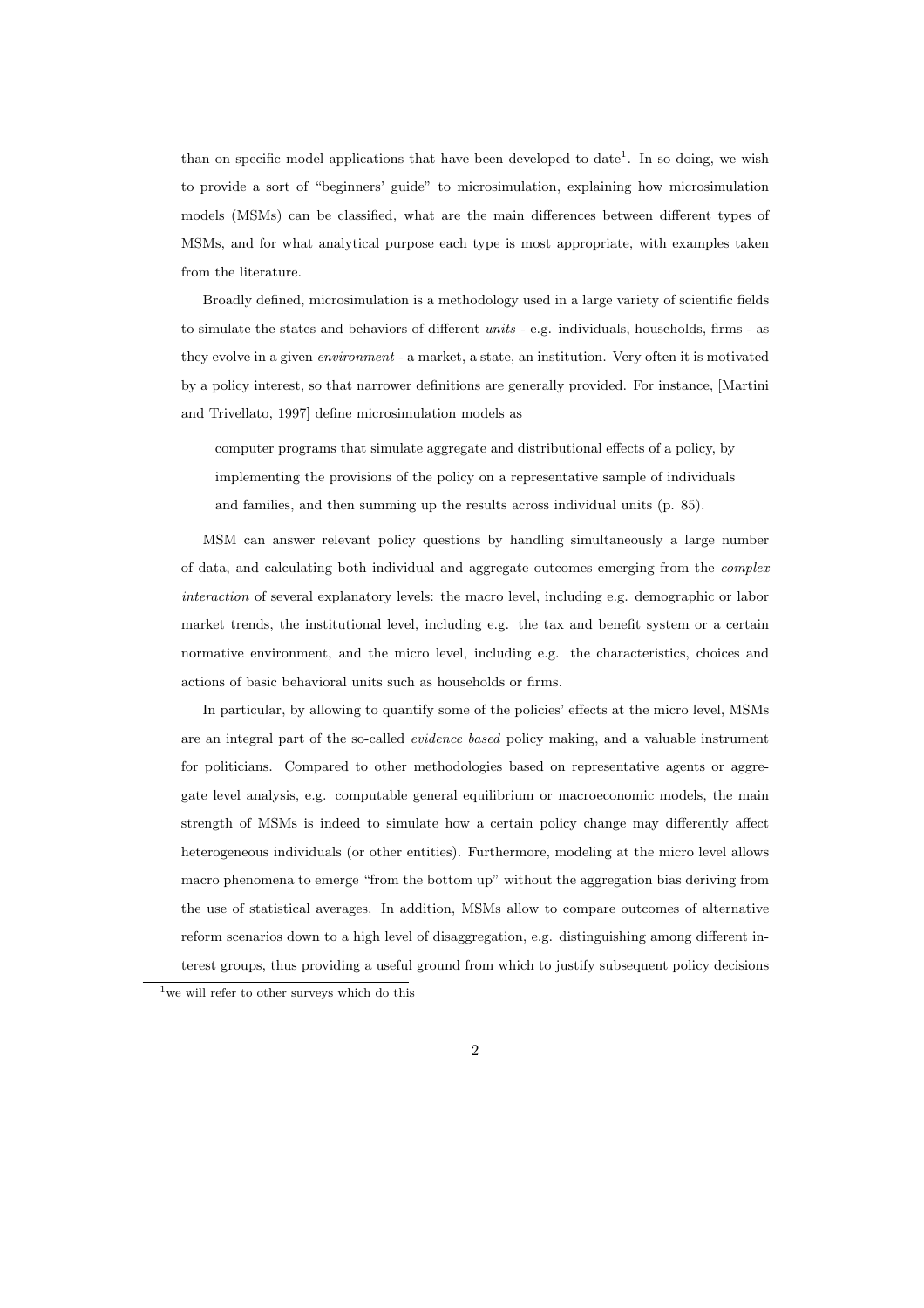than on specific model applications that have been developed to date[1]. In so doing, we wish to provide a sort of "beginners' guide" to microsimulation, explaining how microsimulation models (MSMs) can be classified, what are the main differences between different types of MSMs, and for what analytical purpose each type is most appropriate, with examples taken from the literature.

Broadly defined, microsimulation is a methodology used in a large variety of scientific fields to simulate the states and behaviors of different *units* - e.g. individuals, households, firms - as they evolve in a given *environment* - a market, a state, an institution. Very often it is motivated by a policy interest, so that narrower definitions are generally provided. For instance, [Martini and Trivellato, 1997] define microsimulation models as

> computer programs that simulate aggregate and distributional effects of a policy, by implementing the provisions of the policy on a representative sample of individuals and families, and then summing up the results across individual units (p. 85).

MSM can answer relevant policy questions by handling simultaneously a large number of data, and calculating both individual and aggregate outcomes emerging from the *complex interaction* of several explanatory levels: the macro level, including e.g. demographic or labor market trends, the institutional level, including e.g. the tax and benefit system or a certain normative environment, and the micro level, including e.g. the characteristics, choices and actions of basic behavioral units such as households or firms.

In particular, by allowing to quantify some of the policies' effects at the micro level, MSMs are an integral part of the so-called *evidence based* policy making, and a valuable instrument for politicians. Compared to other methodologies based on representative agents or aggregate level analysis, e.g. computable general equilibrium or macroeconomic models, the main strength of MSMs is indeed to simulate how a certain policy change may differently affect heterogeneous individuals (or other entities). Furthermore, modeling at the micro level allows macro phenomena to emerge "from the bottom up" without the aggregation bias deriving from the use of statistical averages. In addition, MSMs allow to compare outcomes of alternative reform scenarios down to a high level of disaggregation, e.g. distinguishing among different interest groups, thus providing a useful ground from which to justify subsequent policy decisions

[1] we will refer to other surveys which do this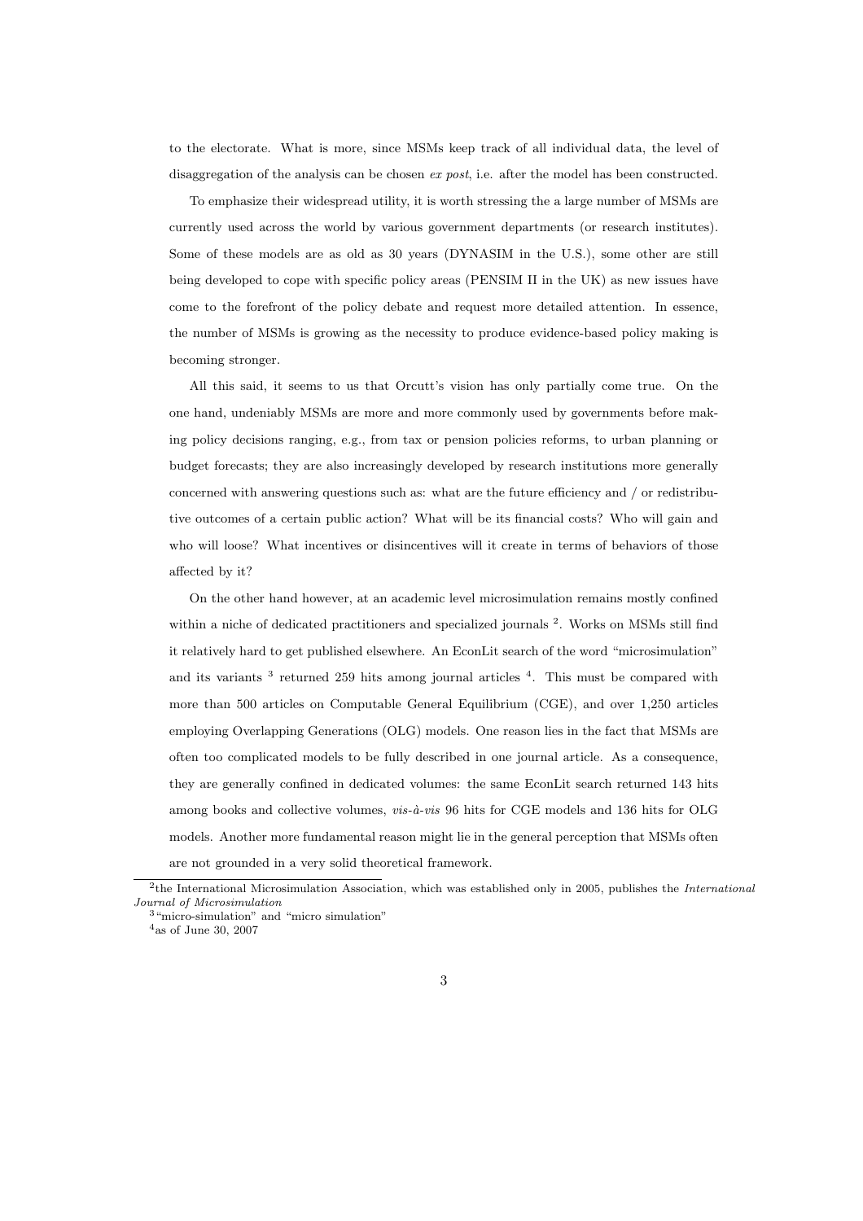to the electorate. What is more, since MSMs keep track of all individual data, the level of disaggregation of the analysis can be chosen *ex post*, i.e. after the model has been constructed.

To emphasize their widespread utility, it is worth stressing the a large number of MSMs are currently used across the world by various government departments (or research institutes). Some of these models are as old as 30 years (DYNASIM in the U.S.), some other are still being developed to cope with specific policy areas (PENSIM II in the UK) as new issues have come to the forefront of the policy debate and request more detailed attention. In essence, the number of MSMs is growing as the necessity to produce evidence-based policy making is becoming stronger.

All this said, it seems to us that Orcutt's vision has only partially come true. On the one hand, undeniably MSMs are more and more commonly used by governments before making policy decisions ranging, e.g., from tax or pension policies reforms, to urban planning or budget forecasts; they are also increasingly developed by research institutions more generally concerned with answering questions such as: what are the future efficiency and / or redistributive outcomes of a certain public action? What will be its financial costs? Who will gain and who will loose? What incentives or disincentives will it create in terms of behaviors of those affected by it?

On the other hand however, at an academic level microsimulation remains mostly confined within a niche of dedicated practitioners and specialized journals [2]. Works on MSMs still find it relatively hard to get published elsewhere. An EconLit search of the word "microsimulation" and its variants [3] returned 259 hits among journal articles [4]. This must be compared with more than 500 articles on Computable General Equilibrium (CGE), and over 1,250 articles employing Overlapping Generations (OLG) models. One reason lies in the fact that MSMs are often too complicated models to be fully described in one journal article. As a consequence, they are generally confined in dedicated volumes: the same EconLit search returned 143 hits among books and collective volumes, *vis-à-vis* 96 hits for CGE models and 136 hits for OLG models. Another more fundamental reason might lie in the general perception that MSMs often are not grounded in a very solid theoretical framework.

[2] the International Microsimulation Association, which was established only in 2005, publishes the *International Journal of Microsimulation*

[3] "micro-simulation" and "micro simulation"

[4] as of June 30, 2007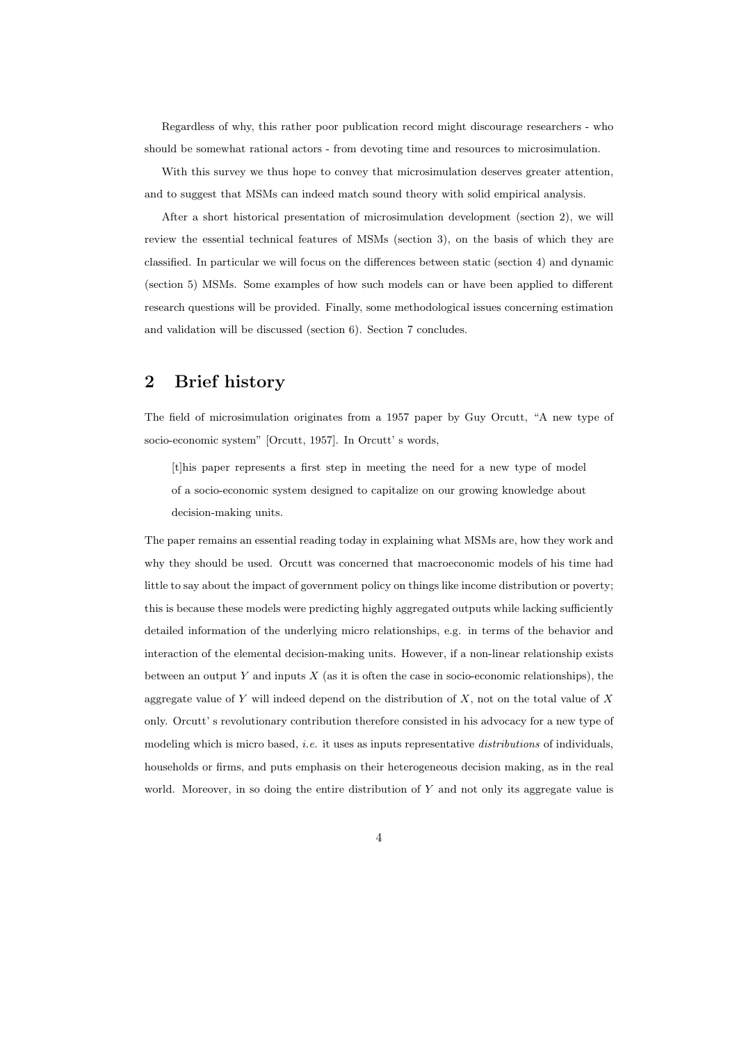Regardless of why, this rather poor publication record might discourage researchers - who should be somewhat rational actors - from devoting time and resources to microsimulation.

With this survey we thus hope to convey that microsimulation deserves greater attention, and to suggest that MSMs can indeed match sound theory with solid empirical analysis.

After a short historical presentation of microsimulation development (section 2), we will review the essential technical features of MSMs (section 3), on the basis of which they are classified. In particular we will focus on the differences between static (section 4) and dynamic (section 5) MSMs. Some examples of how such models can or have been applied to different research questions will be provided. Finally, some methodological issues concerning estimation and validation will be discussed (section 6). Section 7 concludes.

## 2 Brief history

The field of microsimulation originates from a 1957 paper by Guy Orcutt, "A new type of socio-economic system" [Orcutt, 1957]. In Orcutt' s words,

> [t]his paper represents a first step in meeting the need for a new type of model of a socio-economic system designed to capitalize on our growing knowledge about decision-making units.

The paper remains an essential reading today in explaining what MSMs are, how they work and why they should be used. Orcutt was concerned that macroeconomic models of his time had little to say about the impact of government policy on things like income distribution or poverty; this is because these models were predicting highly aggregated outputs while lacking sufficiently detailed information of the underlying micro relationships, e.g. in terms of the behavior and interaction of the elemental decision-making units. However, if a non-linear relationship exists between an output $Y$ and inputs $X$ (as it is often the case in socio-economic relationships), the aggregate value of $Y$ will indeed depend on the distribution of $X$, not on the total value of $X$ only. Orcutt' s revolutionary contribution therefore consisted in his advocacy for a new type of modeling which is micro based, *i.e.* it uses as inputs representative *distributions* of individuals, households or firms, and puts emphasis on their heterogeneous decision making, as in the real world. Moreover, in so doing the entire distribution of $Y$ and not only its aggregate value is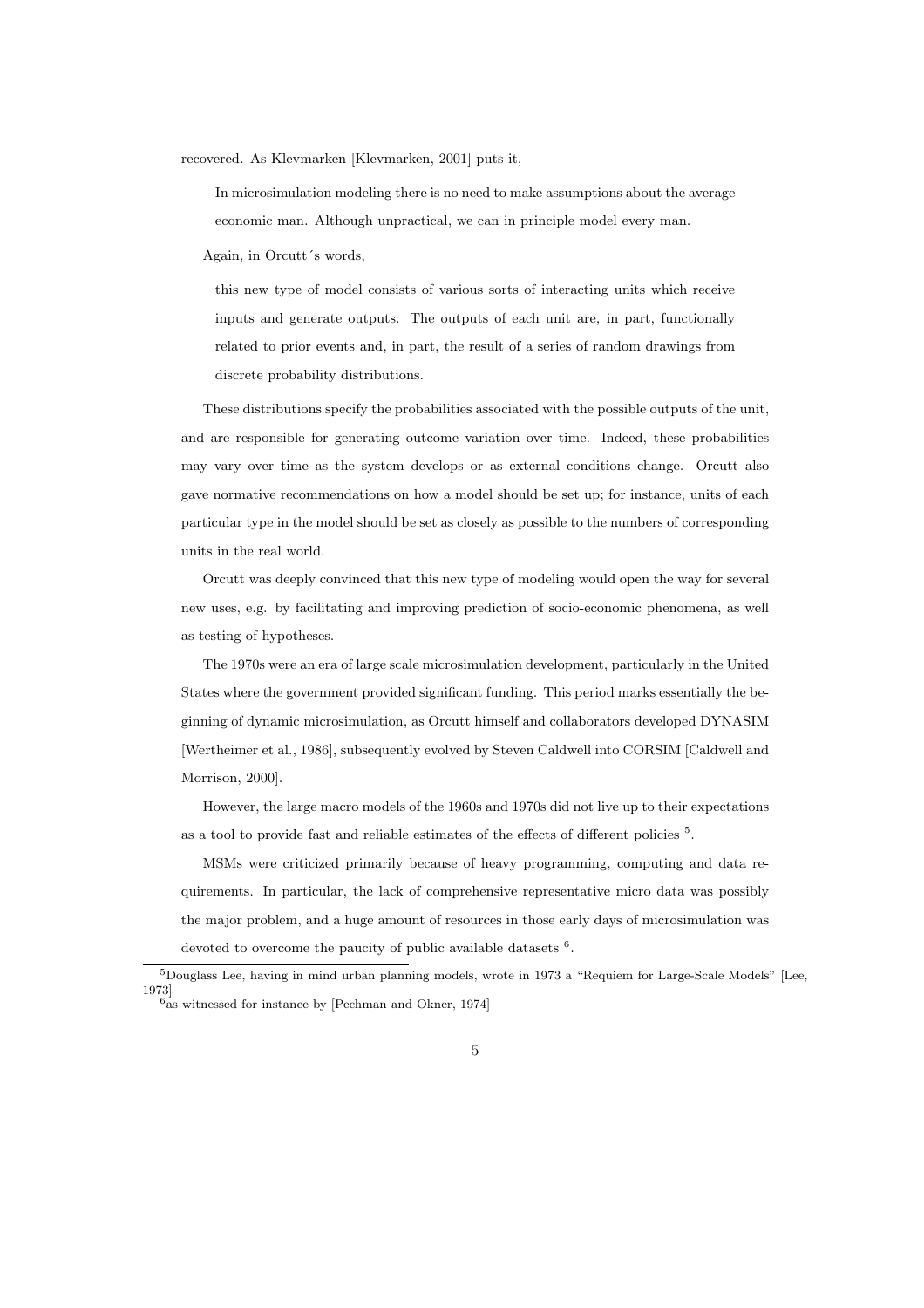recovered. As Klevmarken [Klevmarken, 2001] puts it,

> In microsimulation modeling there is no need to make assumptions about the average economic man. Although unpractical, we can in principle model every man.

Again, in Orcutt´s words,

> this new type of model consists of various sorts of interacting units which receive inputs and generate outputs. The outputs of each unit are, in part, functionally related to prior events and, in part, the result of a series of random drawings from discrete probability distributions.

These distributions specify the probabilities associated with the possible outputs of the unit, and are responsible for generating outcome variation over time. Indeed, these probabilities may vary over time as the system develops or as external conditions change. Orcutt also gave normative recommendations on how a model should be set up; for instance, units of each particular type in the model should be set as closely as possible to the numbers of corresponding units in the real world.

Orcutt was deeply convinced that this new type of modeling would open the way for several new uses, e.g. by facilitating and improving prediction of socio-economic phenomena, as well as testing of hypotheses.

The 1970s were an era of large scale microsimulation development, particularly in the United States where the government provided significant funding. This period marks essentially the beginning of dynamic microsimulation, as Orcutt himself and collaborators developed DYNASIM [Wertheimer et al., 1986], subsequently evolved by Steven Caldwell into CORSIM [Caldwell and Morrison, 2000].

However, the large macro models of the 1960s and 1970s did not live up to their expectations as a tool to provide fast and reliable estimates of the effects of different policies [5].

MSMs were criticized primarily because of heavy programming, computing and data requirements. In particular, the lack of comprehensive representative micro data was possibly the major problem, and a huge amount of resources in those early days of microsimulation was devoted to overcome the paucity of public available datasets [6].

---

[5] Douglass Lee, having in mind urban planning models, wrote in 1973 a "Requiem for Large-Scale Models" [Lee, 1973]

[6] as witnessed for instance by [Pechman and Okner, 1974]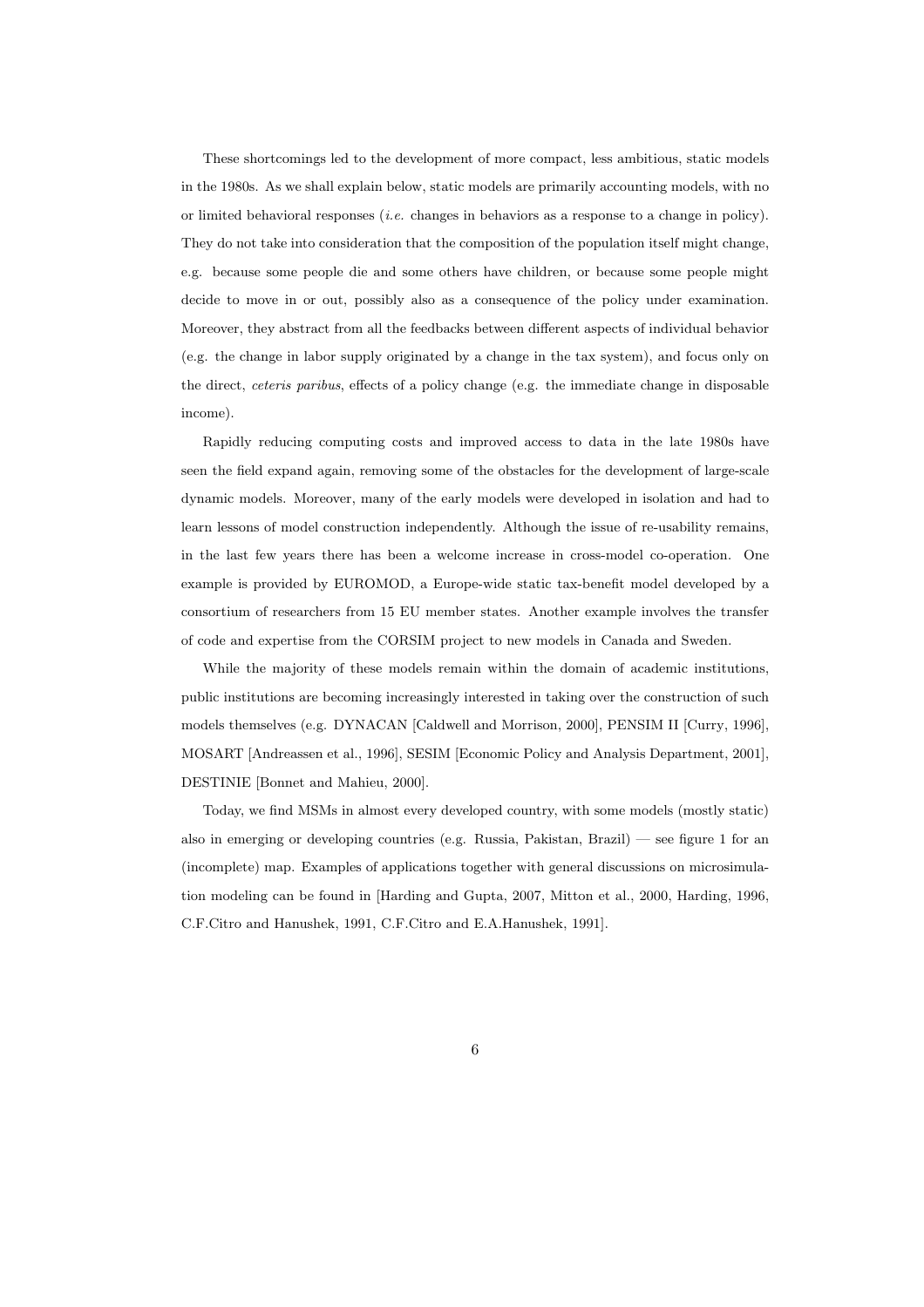These shortcomings led to the development of more compact, less ambitious, static models in the 1980s. As we shall explain below, static models are primarily accounting models, with no or limited behavioral responses (*i.e.* changes in behaviors as a response to a change in policy). They do not take into consideration that the composition of the population itself might change, e.g. because some people die and some others have children, or because some people might decide to move in or out, possibly also as a consequence of the policy under examination. Moreover, they abstract from all the feedbacks between different aspects of individual behavior (e.g. the change in labor supply originated by a change in the tax system), and focus only on the direct, *ceteris paribus*, effects of a policy change (e.g. the immediate change in disposable income).

Rapidly reducing computing costs and improved access to data in the late 1980s have seen the field expand again, removing some of the obstacles for the development of large-scale dynamic models. Moreover, many of the early models were developed in isolation and had to learn lessons of model construction independently. Although the issue of re-usability remains, in the last few years there has been a welcome increase in cross-model co-operation. One example is provided by EUROMOD, a Europe-wide static tax-benefit model developed by a consortium of researchers from 15 EU member states. Another example involves the transfer of code and expertise from the CORSIM project to new models in Canada and Sweden.

While the majority of these models remain within the domain of academic institutions, public institutions are becoming increasingly interested in taking over the construction of such models themselves (e.g. DYNACAN [Caldwell and Morrison, 2000], PENSIM II [Curry, 1996], MOSART [Andreassen et al., 1996], SESIM [Economic Policy and Analysis Department, 2001], DESTINIE [Bonnet and Mahieu, 2000].

Today, we find MSMs in almost every developed country, with some models (mostly static) also in emerging or developing countries (e.g. Russia, Pakistan, Brazil) — see figure 1 for an (incomplete) map. Examples of applications together with general discussions on microsimulation modeling can be found in [Harding and Gupta, 2007, Mitton et al., 2000, Harding, 1996, C.F.Citro and Hanushek, 1991, C.F.Citro and E.A.Hanushek, 1991].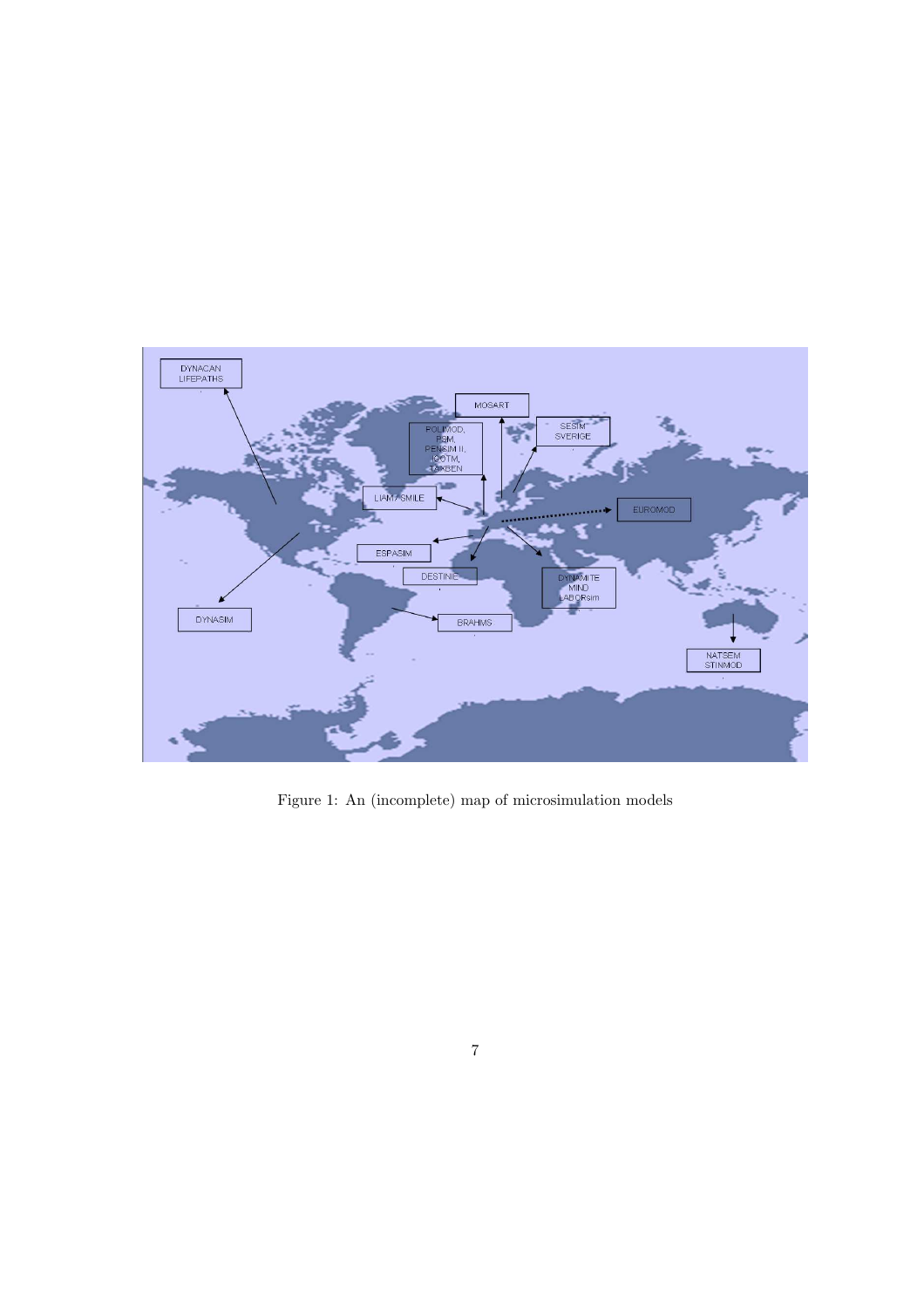Figure 1: An (incomplete) map of microsimulation models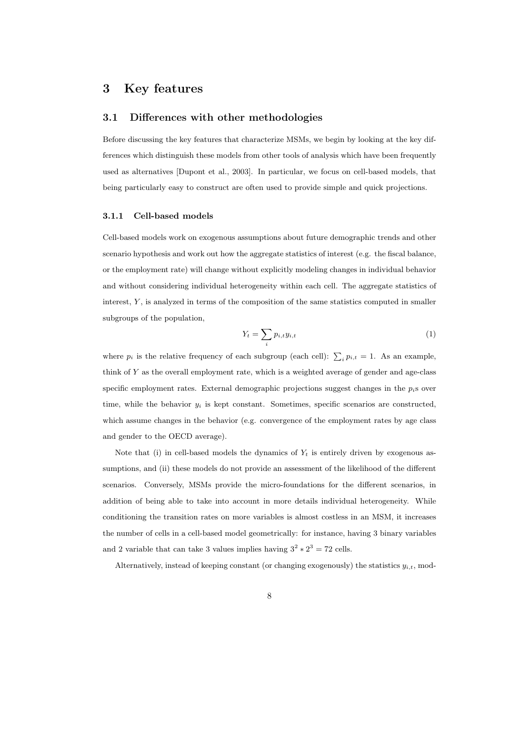# 3 Key features

## 3.1 Differences with other methodologies

Before discussing the key features that characterize MSMs, we begin by looking at the key differences which distinguish these models from other tools of analysis which have been frequently used as alternatives [Dupont et al., 2003]. In particular, we focus on cell-based models, that being particularly easy to construct are often used to provide simple and quick projections.

### 3.1.1 Cell-based models

Cell-based models work on exogenous assumptions about future demographic trends and other scenario hypothesis and work out how the aggregate statistics of interest (e.g. the fiscal balance, or the employment rate) will change without explicitly modeling changes in individual behavior and without considering individual heterogeneity within each cell. The aggregate statistics of interest, $Y$, is analyzed in terms of the composition of the same statistics computed in smaller subgroups of the population,

$$Y_t = \sum_i p_{i,t} y_{i,t} \tag{1}$$

where $p_i$ is the relative frequency of each subgroup (each cell): $\sum_i p_{i,t} = 1$. As an example, think of $Y$ as the overall employment rate, which is a weighted average of gender and age-class specific employment rates. External demographic projections suggest changes in the $p_i$s over time, while the behavior $y_i$ is kept constant. Sometimes, specific scenarios are constructed, which assume changes in the behavior (e.g. convergence of the employment rates by age class and gender to the OECD average).

Note that (i) in cell-based models the dynamics of $Y_t$ is entirely driven by exogenous assumptions, and (ii) these models do not provide an assessment of the likelihood of the different scenarios. Conversely, MSMs provide the micro-foundations for the different scenarios, in addition of being able to take into account in more details individual heterogeneity. While conditioning the transition rates on more variables is almost costless in an MSM, it increases the number of cells in a cell-based model geometrically: for instance, having 3 binary variables and 2 variable that can take 3 values implies having $3^2 * 2^3 = 72$ cells.

Alternatively, instead of keeping constant (or changing exogenously) the statistics $y_{i,t}$, mod-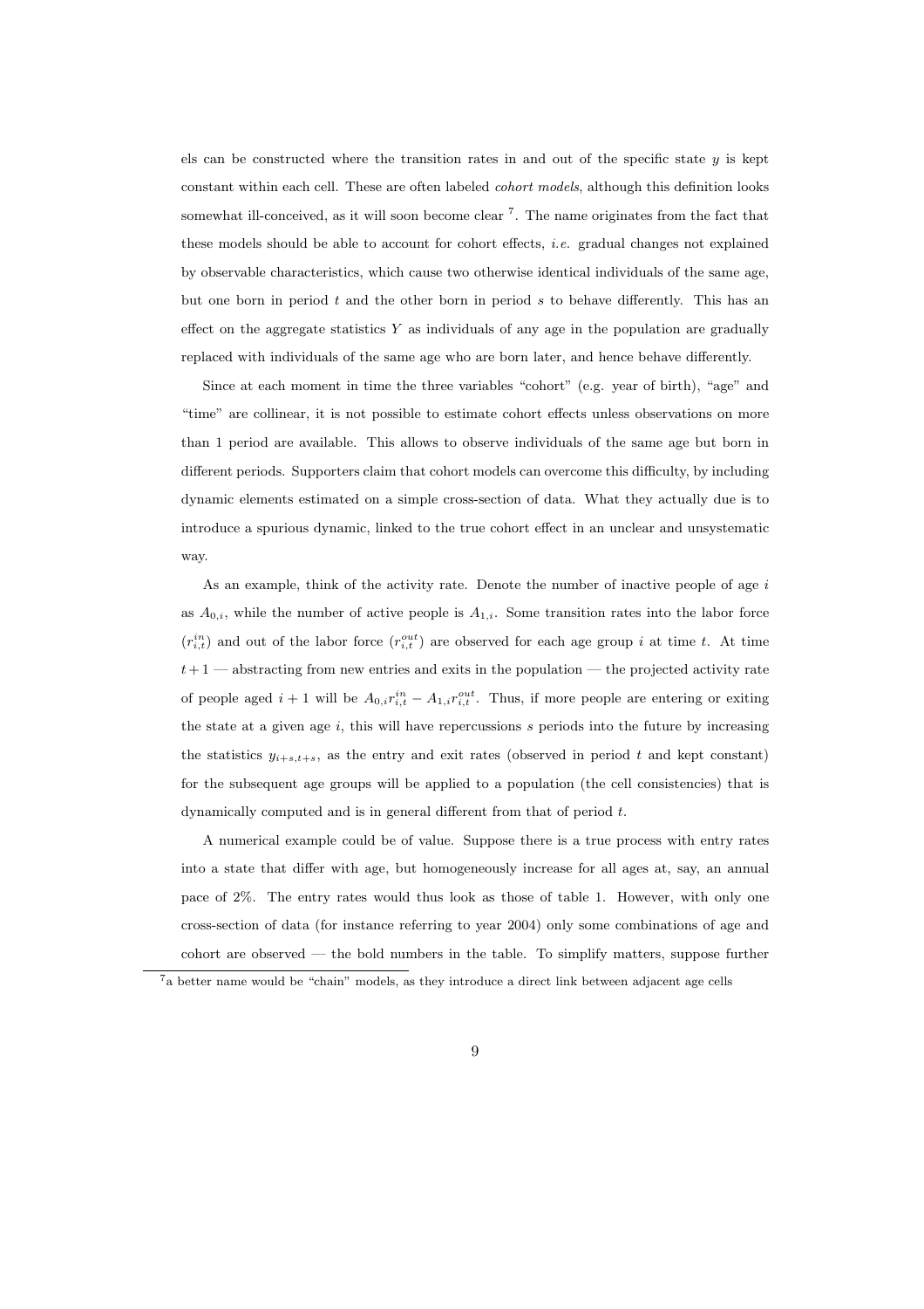els can be constructed where the transition rates in and out of the specific state $y$ is kept constant within each cell. These are often labeled *cohort models*, although this definition looks somewhat ill-conceived, as it will soon become clear [7]. The name originates from the fact that these models should be able to account for cohort effects, *i.e.* gradual changes not explained by observable characteristics, which cause two otherwise identical individuals of the same age, but one born in period $t$ and the other born in period $s$ to behave differently. This has an effect on the aggregate statistics $Y$ as individuals of any age in the population are gradually replaced with individuals of the same age who are born later, and hence behave differently.

Since at each moment in time the three variables "cohort" (e.g. year of birth), "age" and "time" are collinear, it is not possible to estimate cohort effects unless observations on more than 1 period are available. This allows to observe individuals of the same age but born in different periods. Supporters claim that cohort models can overcome this difficulty, by including dynamic elements estimated on a simple cross-section of data. What they actually due is to introduce a spurious dynamic, linked to the true cohort effect in an unclear and unsystematic way.

As an example, think of the activity rate. Denote the number of inactive people of age $i$ as $A_{0,i}$, while the number of active people is $A_{1,i}$. Some transition rates into the labor force ($r^{in}_{i,t}$) and out of the labor force ($r^{out}_{i,t}$) are observed for each age group $i$ at time $t$. At time $t+1$ — abstracting from new entries and exits in the population — the projected activity rate of people aged $i+1$ will be $A_{0,i}r^{in}_{i,t} - A_{1,i}r^{out}_{i,t}$. Thus, if more people are entering or exiting the state at a given age $i$, this will have repercussions $s$ periods into the future by increasing the statistics $y_{i+s,t+s}$, as the entry and exit rates (observed in period $t$ and kept constant) for the subsequent age groups will be applied to a population (the cell consistencies) that is dynamically computed and is in general different from that of period $t$.

A numerical example could be of value. Suppose there is a true process with entry rates into a state that differ with age, but homogeneously increase for all ages at, say, an annual pace of 2%. The entry rates would thus look as those of table 1. However, with only one cross-section of data (for instance referring to year 2004) only some combinations of age and cohort are observed — the bold numbers in the table. To simplify matters, suppose further

[7] a better name would be "chain" models, as they introduce a direct link between adjacent age cells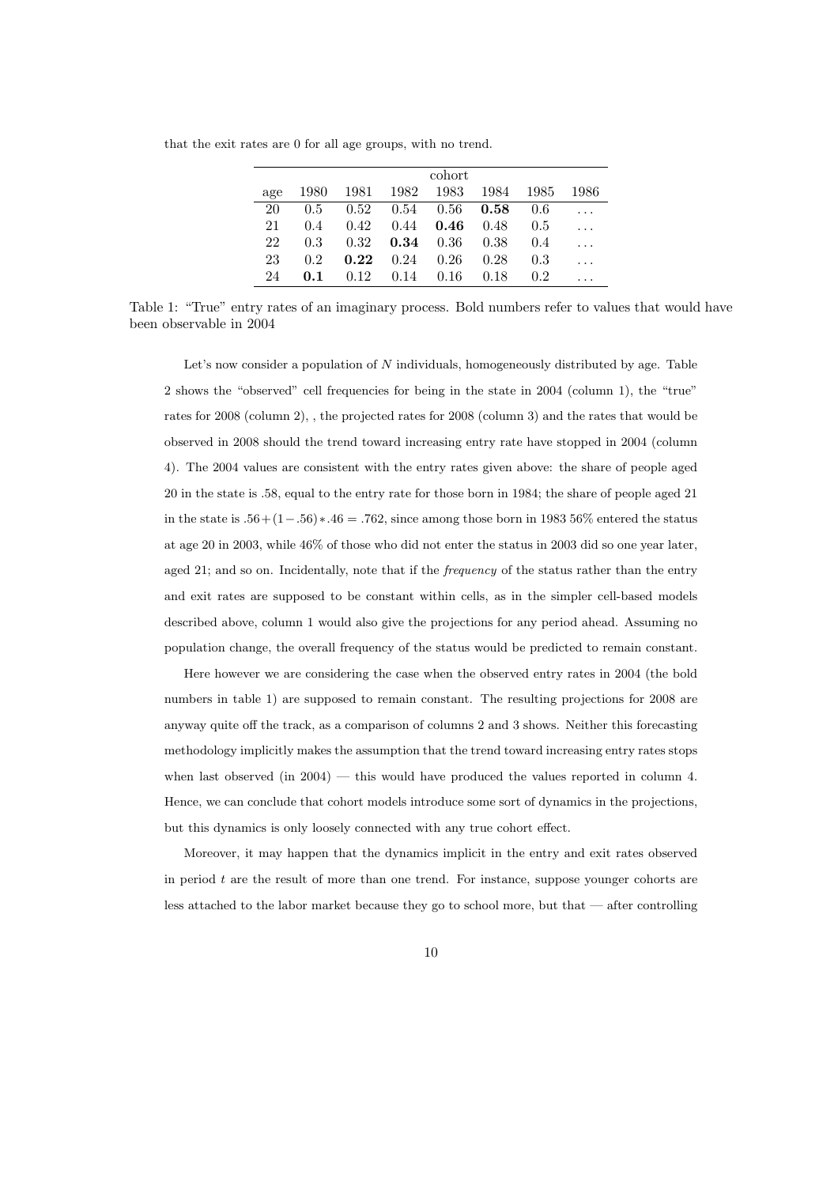that the exit rates are 0 for all age groups, with no trend.

| | cohort | | | | | | |
|---|---|---|---|---|---|---|---|
| age | 1980 | 1981 | 1982 | 1983 | 1984 | 1985 | 1986 |
| 20 | 0.5 | 0.52 | 0.54 | 0.56 | **0.58** | 0.6 | ... |
| 21 | 0.4 | 0.42 | 0.44 | **0.46** | 0.48 | 0.5 | ... |
| 22 | 0.3 | 0.32 | **0.34** | 0.36 | 0.38 | 0.4 | ... |
| 23 | 0.2 | **0.22** | 0.24 | 0.26 | 0.28 | 0.3 | ... |
| 24 | **0.1** | 0.12 | 0.14 | 0.16 | 0.18 | 0.2 | ... |

Table 1: "True" entry rates of an imaginary process. Bold numbers refer to values that would have been observable in 2004

Let's now consider a population of $N$ individuals, homogeneously distributed by age. Table 2 shows the "observed" cell frequencies for being in the state in 2004 (column 1), the "true" rates for 2008 (column 2), , the projected rates for 2008 (column 3) and the rates that would be observed in 2008 should the trend toward increasing entry rate have stopped in 2004 (column 4). The 2004 values are consistent with the entry rates given above: the share of people aged 20 in the state is .58, equal to the entry rate for those born in 1984; the share of people aged 21 in the state is $.56 + (1 - .56) * .46 = .762$, since among those born in 1983 56% entered the status at age 20 in 2003, while 46% of those who did not enter the status in 2003 did so one year later, aged 21; and so on. Incidentally, note that if the *frequency* of the status rather than the entry and exit rates are supposed to be constant within cells, as in the simpler cell-based models described above, column 1 would also give the projections for any period ahead. Assuming no population change, the overall frequency of the status would be predicted to remain constant.

Here however we are considering the case when the observed entry rates in 2004 (the bold numbers in table 1) are supposed to remain constant. The resulting projections for 2008 are anyway quite off the track, as a comparison of columns 2 and 3 shows. Neither this forecasting methodology implicitly makes the assumption that the trend toward increasing entry rates stops when last observed (in 2004) — this would have produced the values reported in column 4. Hence, we can conclude that cohort models introduce some sort of dynamics in the projections, but this dynamics is only loosely connected with any true cohort effect.

Moreover, it may happen that the dynamics implicit in the entry and exit rates observed in period $t$ are the result of more than one trend. For instance, suppose younger cohorts are less attached to the labor market because they go to school more, but that — after controlling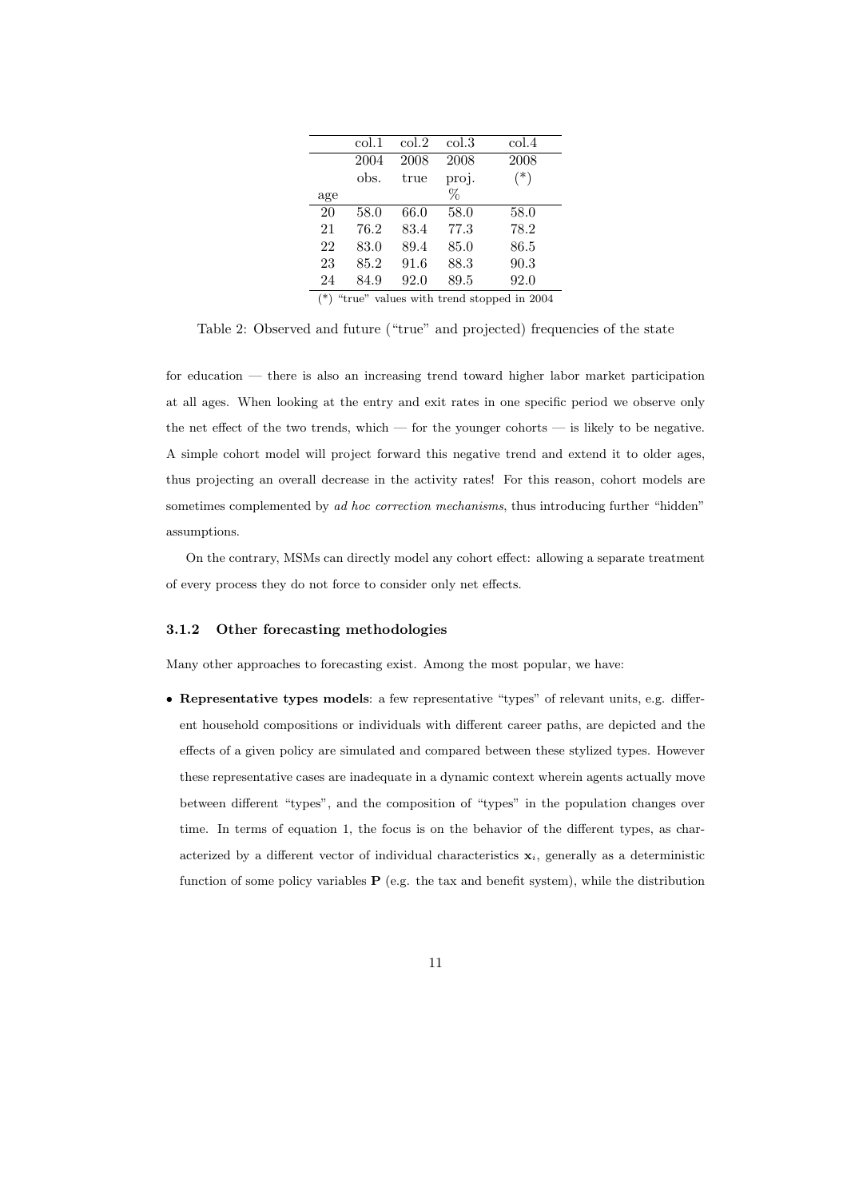|  | col.1 | col.2 | col.3 | col.4 |
|---|---|---|---|---|
|  | 2004 | 2008 | 2008 | 2008 |
|  | obs. | true | proj. | (*) |
| age |  |  | % |  |
| 20 | 58.0 | 66.0 | 58.0 | 58.0 |
| 21 | 76.2 | 83.4 | 77.3 | 78.2 |
| 22 | 83.0 | 89.4 | 85.0 | 86.5 |
| 23 | 85.2 | 91.6 | 88.3 | 90.3 |
| 24 | 84.9 | 92.0 | 89.5 | 92.0 |

(*) "true" values with trend stopped in 2004

Table 2: Observed and future ("true" and projected) frequencies of the state

for education — there is also an increasing trend toward higher labor market participation at all ages. When looking at the entry and exit rates in one specific period we observe only the net effect of the two trends, which — for the younger cohorts — is likely to be negative. A simple cohort model will project forward this negative trend and extend it to older ages, thus projecting an overall decrease in the activity rates! For this reason, cohort models are sometimes complemented by *ad hoc correction mechanisms*, thus introducing further "hidden" assumptions.

On the contrary, MSMs can directly model any cohort effect: allowing a separate treatment of every process they do not force to consider only net effects.

#### 3.1.2 Other forecasting methodologies

Many other approaches to forecasting exist. Among the most popular, we have:

- **Representative types models**: a few representative "types" of relevant units, e.g. different household compositions or individuals with different career paths, are depicted and the effects of a given policy are simulated and compared between these stylized types. However these representative cases are inadequate in a dynamic context wherein agents actually move between different "types", and the composition of "types" in the population changes over time. In terms of equation 1, the focus is on the behavior of the different types, as characterized by a different vector of individual characteristics $\mathbf{x}_i$, generally as a deterministic function of some policy variables $\mathbf{P}$ (e.g. the tax and benefit system), while the distribution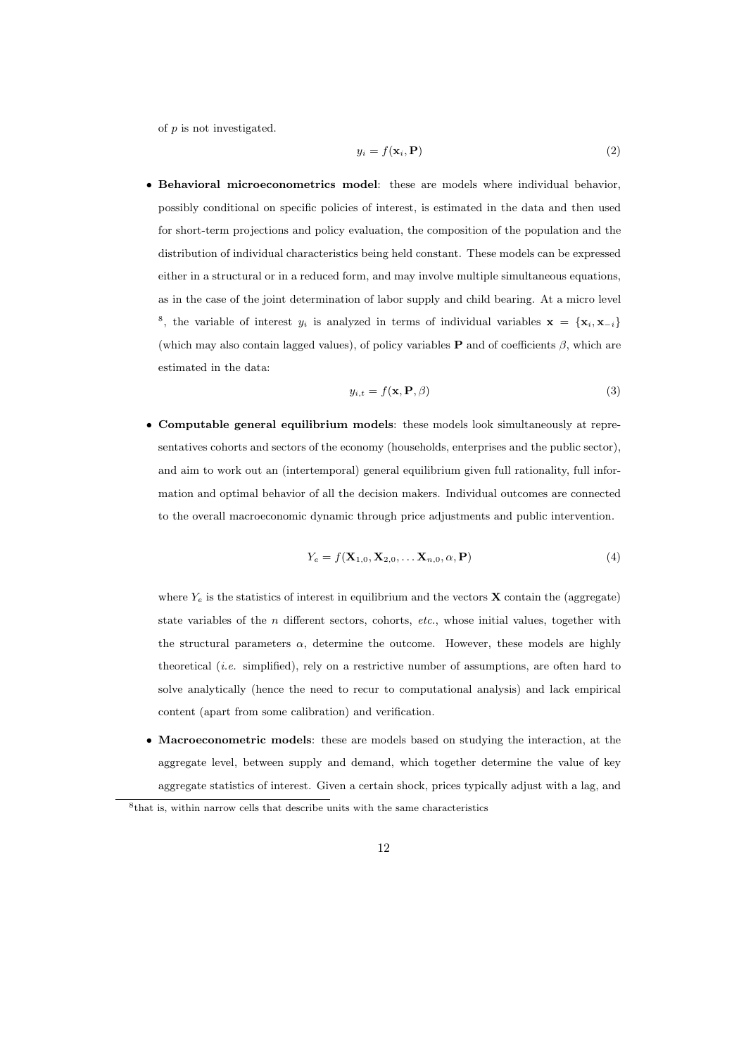of $p$ is not investigated.

$$y_i = f(\mathbf{x}_i, \mathbf{P}) \tag{2}$$

- **Behavioral microeconometrics model**: these are models where individual behavior, possibly conditional on specific policies of interest, is estimated in the data and then used for short-term projections and policy evaluation, the composition of the population and the distribution of individual characteristics being held constant. These models can be expressed either in a structural or in a reduced form, and may involve multiple simultaneous equations, as in the case of the joint determination of labor supply and child bearing. At a micro level [8], the variable of interest $y_i$ is analyzed in terms of individual variables $\mathbf{x} = \{\mathbf{x}_i, \mathbf{x}_{-i}\}$ (which may also contain lagged values), of policy variables $\mathbf{P}$ and of coefficients $\beta$, which are estimated in the data:

$$y_{i,t} = f(\mathbf{x}, \mathbf{P}, \beta) \tag{3}$$

- **Computable general equilibrium models**: these models look simultaneously at representatives cohorts and sectors of the economy (households, enterprises and the public sector), and aim to work out an (intertemporal) general equilibrium given full rationality, full information and optimal behavior of all the decision makers. Individual outcomes are connected to the overall macroeconomic dynamic through price adjustments and public intervention.

$$Y_e = f(\mathbf{X}_{1,0}, \mathbf{X}_{2,0}, \ldots \mathbf{X}_{n,0}, \alpha, \mathbf{P}) \tag{4}$$

  where $Y_e$ is the statistics of interest in equilibrium and the vectors $\mathbf{X}$ contain the (aggregate) state variables of the $n$ different sectors, cohorts, *etc.*, whose initial values, together with the structural parameters $\alpha$, determine the outcome. However, these models are highly theoretical (*i.e.* simplified), rely on a restrictive number of assumptions, are often hard to solve analytically (hence the need to recur to computational analysis) and lack empirical content (apart from some calibration) and verification.

- **Macroeconometric models**: these are models based on studying the interaction, at the aggregate level, between supply and demand, which together determine the value of key aggregate statistics of interest. Given a certain shock, prices typically adjust with a lag, and

[8] that is, within narrow cells that describe units with the same characteristics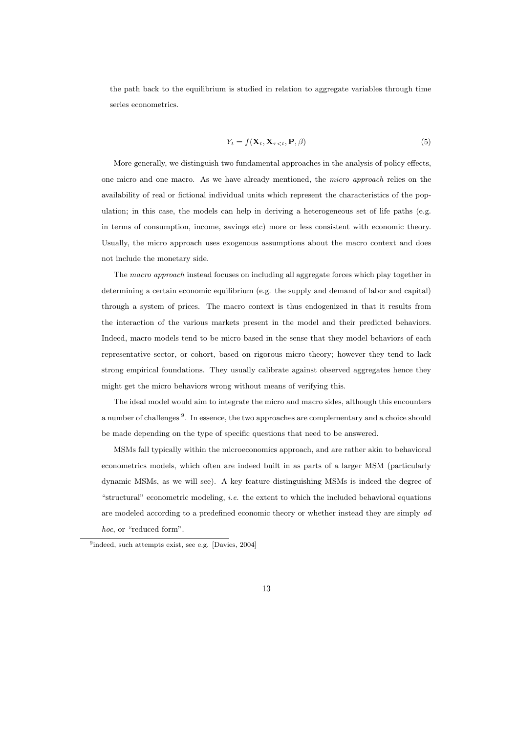the path back to the equilibrium is studied in relation to aggregate variables through time series econometrics.

$$Y_t = f(\mathbf{X}_t, \mathbf{X}_{\tau<t}, \mathbf{P}, \beta) \tag{5}$$

More generally, we distinguish two fundamental approaches in the analysis of policy effects, one micro and one macro. As we have already mentioned, the *micro approach* relies on the availability of real or fictional individual units which represent the characteristics of the population; in this case, the models can help in deriving a heterogeneous set of life paths (e.g. in terms of consumption, income, savings etc) more or less consistent with economic theory. Usually, the micro approach uses exogenous assumptions about the macro context and does not include the monetary side.

The *macro approach* instead focuses on including all aggregate forces which play together in determining a certain economic equilibrium (e.g. the supply and demand of labor and capital) through a system of prices. The macro context is thus endogenized in that it results from the interaction of the various markets present in the model and their predicted behaviors. Indeed, macro models tend to be micro based in the sense that they model behaviors of each representative sector, or cohort, based on rigorous micro theory; however they tend to lack strong empirical foundations. They usually calibrate against observed aggregates hence they might get the micro behaviors wrong without means of verifying this.

The ideal model would aim to integrate the micro and macro sides, although this encounters a number of challenges [9]. In essence, the two approaches are complementary and a choice should be made depending on the type of specific questions that need to be answered.

MSMs fall typically within the microeconomics approach, and are rather akin to behavioral econometrics models, which often are indeed built in as parts of a larger MSM (particularly dynamic MSMs, as we will see). A key feature distinguishing MSMs is indeed the degree of "structural" econometric modeling, *i.e.* the extent to which the included behavioral equations are modeled according to a predefined economic theory or whether instead they are simply *ad hoc*, or "reduced form".

[9] indeed, such attempts exist, see e.g. [Davies, 2004]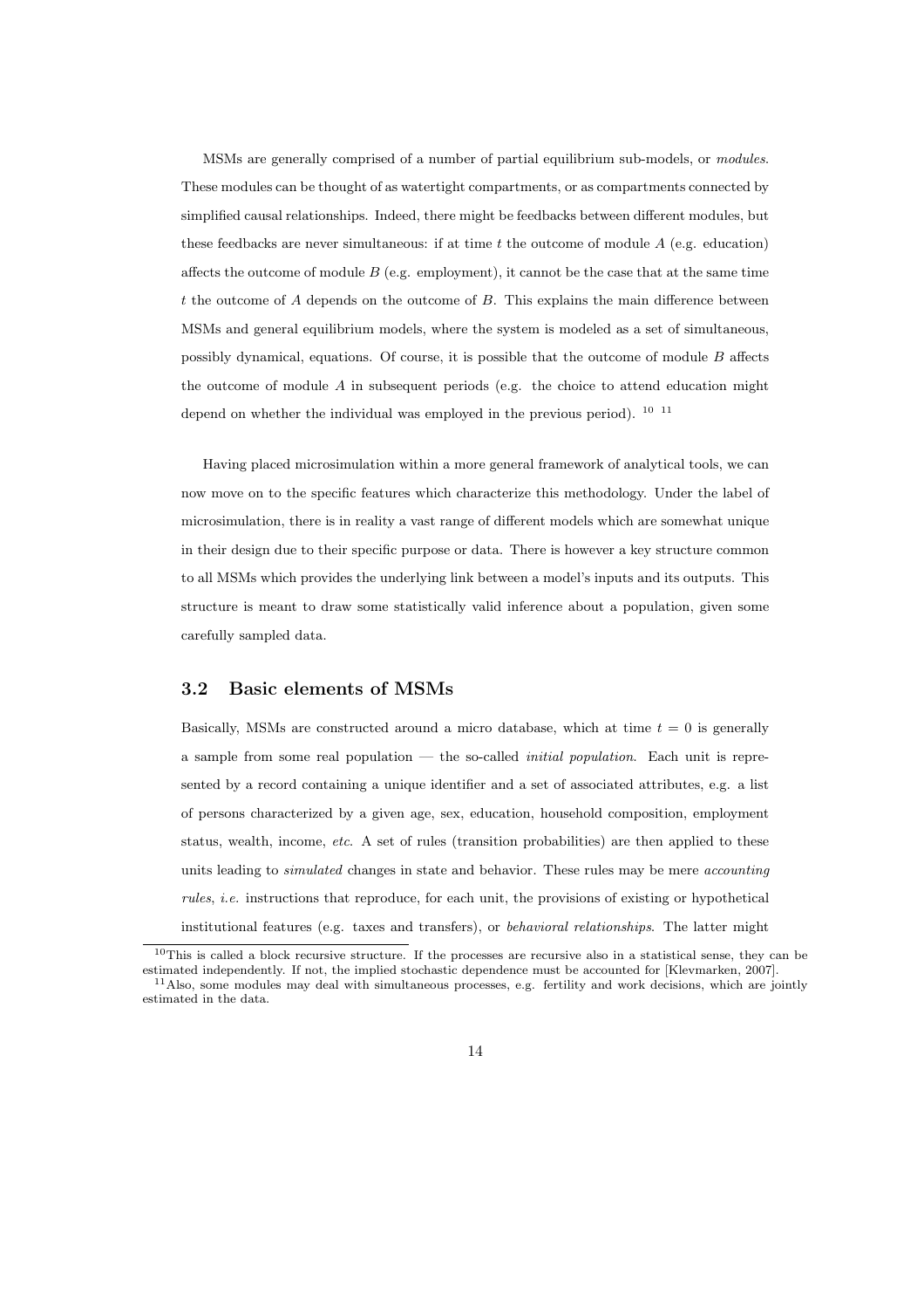MSMs are generally comprised of a number of partial equilibrium sub-models, or *modules*. These modules can be thought of as watertight compartments, or as compartments connected by simplified causal relationships. Indeed, there might be feedbacks between different modules, but these feedbacks are never simultaneous: if at time $t$ the outcome of module $A$ (e.g. education) affects the outcome of module $B$ (e.g. employment), it cannot be the case that at the same time $t$ the outcome of $A$ depends on the outcome of $B$. This explains the main difference between MSMs and general equilibrium models, where the system is modeled as a set of simultaneous, possibly dynamical, equations. Of course, it is possible that the outcome of module $B$ affects the outcome of module $A$ in subsequent periods (e.g. the choice to attend education might depend on whether the individual was employed in the previous period). [10] [11]

Having placed microsimulation within a more general framework of analytical tools, we can now move on to the specific features which characterize this methodology. Under the label of microsimulation, there is in reality a vast range of different models which are somewhat unique in their design due to their specific purpose or data. There is however a key structure common to all MSMs which provides the underlying link between a model's inputs and its outputs. This structure is meant to draw some statistically valid inference about a population, given some carefully sampled data.

### 3.2 Basic elements of MSMs

Basically, MSMs are constructed around a micro database, which at time $t = 0$ is generally a sample from some real population — the so-called *initial population*. Each unit is represented by a record containing a unique identifier and a set of associated attributes, e.g. a list of persons characterized by a given age, sex, education, household composition, employment status, wealth, income, *etc.* A set of rules (transition probabilities) are then applied to these units leading to *simulated* changes in state and behavior. These rules may be mere *accounting rules*, *i.e.* instructions that reproduce, for each unit, the provisions of existing or hypothetical institutional features (e.g. taxes and transfers), or *behavioral relationships*. The latter might

[10] This is called a block recursive structure. If the processes are recursive also in a statistical sense, they can be estimated independently. If not, the implied stochastic dependence must be accounted for [Klevmarken, 2007].

[11] Also, some modules may deal with simultaneous processes, e.g. fertility and work decisions, which are jointly estimated in the data.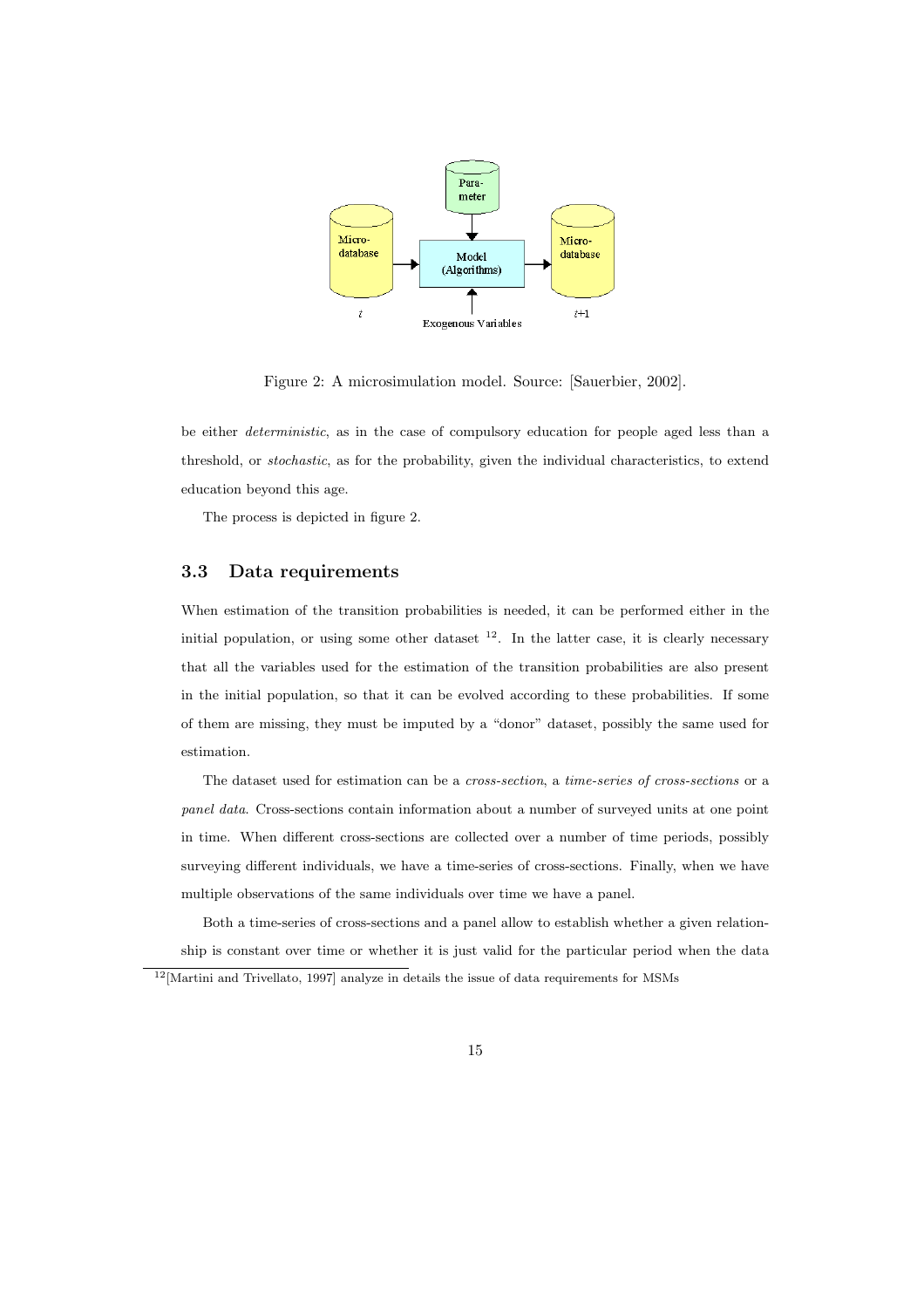Figure 2: A microsimulation model. Source: [Sauerbier, 2002].

be either *deterministic*, as in the case of compulsory education for people aged less than a threshold, or *stochastic*, as for the probability, given the individual characteristics, to extend education beyond this age.

The process is depicted in figure 2.

### 3.3 Data requirements

When estimation of the transition probabilities is needed, it can be performed either in the initial population, or using some other dataset [12]. In the latter case, it is clearly necessary that all the variables used for the estimation of the transition probabilities are also present in the initial population, so that it can be evolved according to these probabilities. If some of them are missing, they must be imputed by a "donor" dataset, possibly the same used for estimation.

The dataset used for estimation can be a *cross-section*, a *time-series of cross-sections* or a *panel data*. Cross-sections contain information about a number of surveyed units at one point in time. When different cross-sections are collected over a number of time periods, possibly surveying different individuals, we have a time-series of cross-sections. Finally, when we have multiple observations of the same individuals over time we have a panel.

Both a time-series of cross-sections and a panel allow to establish whether a given relationship is constant over time or whether it is just valid for the particular period when the data

[12] [Martini and Trivellato, 1997] analyze in details the issue of data requirements for MSMs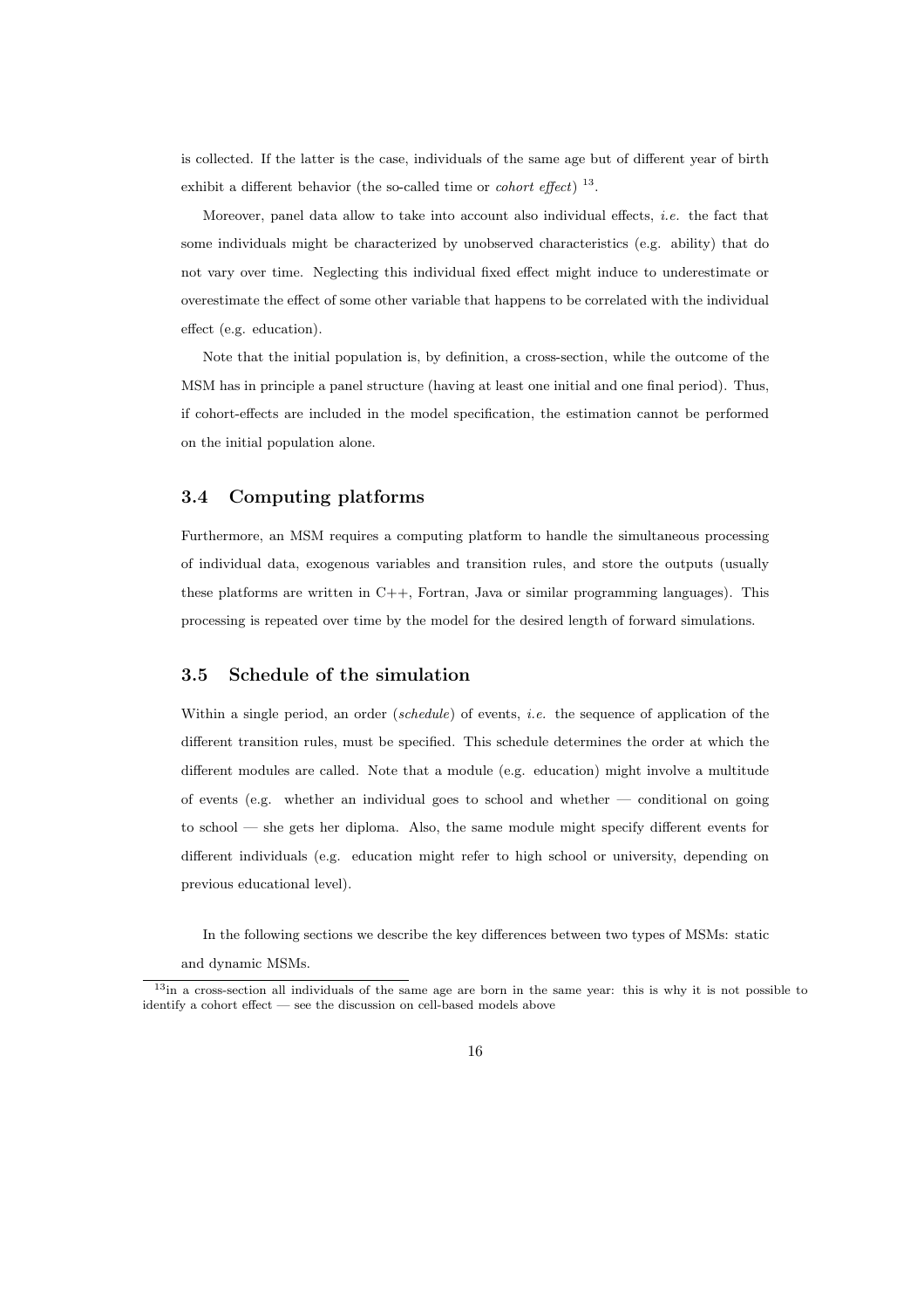is collected. If the latter is the case, individuals of the same age but of different year of birth exhibit a different behavior (the so-called time or *cohort effect*) [13].

Moreover, panel data allow to take into account also individual effects, *i.e.* the fact that some individuals might be characterized by unobserved characteristics (e.g. ability) that do not vary over time. Neglecting this individual fixed effect might induce to underestimate or overestimate the effect of some other variable that happens to be correlated with the individual effect (e.g. education).

Note that the initial population is, by definition, a cross-section, while the outcome of the MSM has in principle a panel structure (having at least one initial and one final period). Thus, if cohort-effects are included in the model specification, the estimation cannot be performed on the initial population alone.

### 3.4 Computing platforms

Furthermore, an MSM requires a computing platform to handle the simultaneous processing of individual data, exogenous variables and transition rules, and store the outputs (usually these platforms are written in C++, Fortran, Java or similar programming languages). This processing is repeated over time by the model for the desired length of forward simulations.

### 3.5 Schedule of the simulation

Within a single period, an order (*schedule*) of events, *i.e.* the sequence of application of the different transition rules, must be specified. This schedule determines the order at which the different modules are called. Note that a module (e.g. education) might involve a multitude of events (e.g. whether an individual goes to school and whether — conditional on going to school — she gets her diploma. Also, the same module might specify different events for different individuals (e.g. education might refer to high school or university, depending on previous educational level).

In the following sections we describe the key differences between two types of MSMs: static and dynamic MSMs.

[13] in a cross-section all individuals of the same age are born in the same year: this is why it is not possible to identify a cohort effect — see the discussion on cell-based models above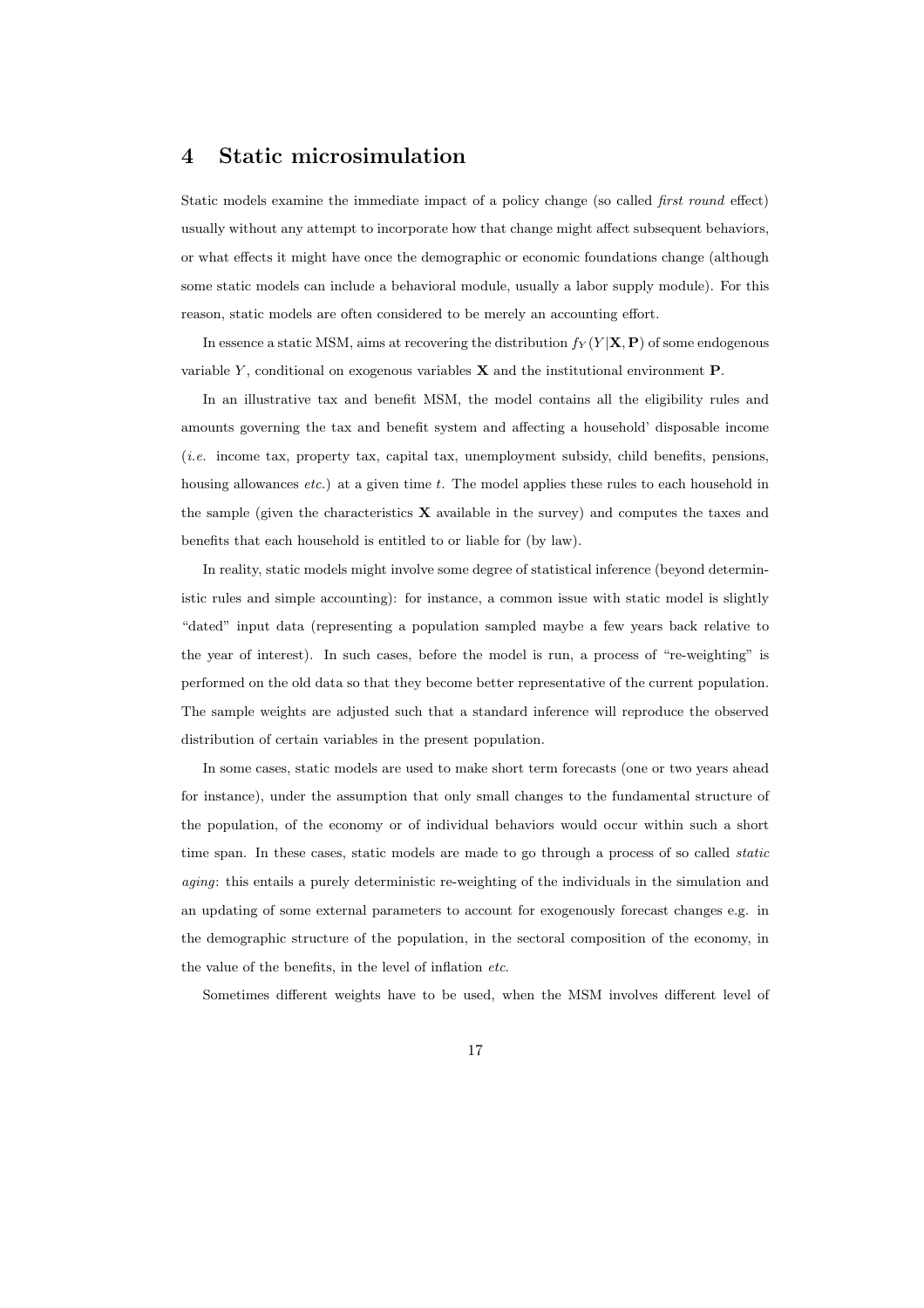# 4 Static microsimulation

Static models examine the immediate impact of a policy change (so called *first round* effect) usually without any attempt to incorporate how that change might affect subsequent behaviors, or what effects it might have once the demographic or economic foundations change (although some static models can include a behavioral module, usually a labor supply module). For this reason, static models are often considered to be merely an accounting effort.

In essence a static MSM, aims at recovering the distribution $f_Y(Y|\mathbf{X}, \mathbf{P})$ of some endogenous variable $Y$, conditional on exogenous variables $\mathbf{X}$ and the institutional environment $\mathbf{P}$.

In an illustrative tax and benefit MSM, the model contains all the eligibility rules and amounts governing the tax and benefit system and affecting a household' disposable income (*i.e.* income tax, property tax, capital tax, unemployment subsidy, child benefits, pensions, housing allowances *etc.*) at a given time $t$. The model applies these rules to each household in the sample (given the characteristics $\mathbf{X}$ available in the survey) and computes the taxes and benefits that each household is entitled to or liable for (by law).

In reality, static models might involve some degree of statistical inference (beyond deterministic rules and simple accounting): for instance, a common issue with static model is slightly "dated" input data (representing a population sampled maybe a few years back relative to the year of interest). In such cases, before the model is run, a process of "re-weighting" is performed on the old data so that they become better representative of the current population. The sample weights are adjusted such that a standard inference will reproduce the observed distribution of certain variables in the present population.

In some cases, static models are used to make short term forecasts (one or two years ahead for instance), under the assumption that only small changes to the fundamental structure of the population, of the economy or of individual behaviors would occur within such a short time span. In these cases, static models are made to go through a process of so called *static aging*: this entails a purely deterministic re-weighting of the individuals in the simulation and an updating of some external parameters to account for exogenously forecast changes e.g. in the demographic structure of the population, in the sectoral composition of the economy, in the value of the benefits, in the level of inflation *etc.*

Sometimes different weights have to be used, when the MSM involves different level of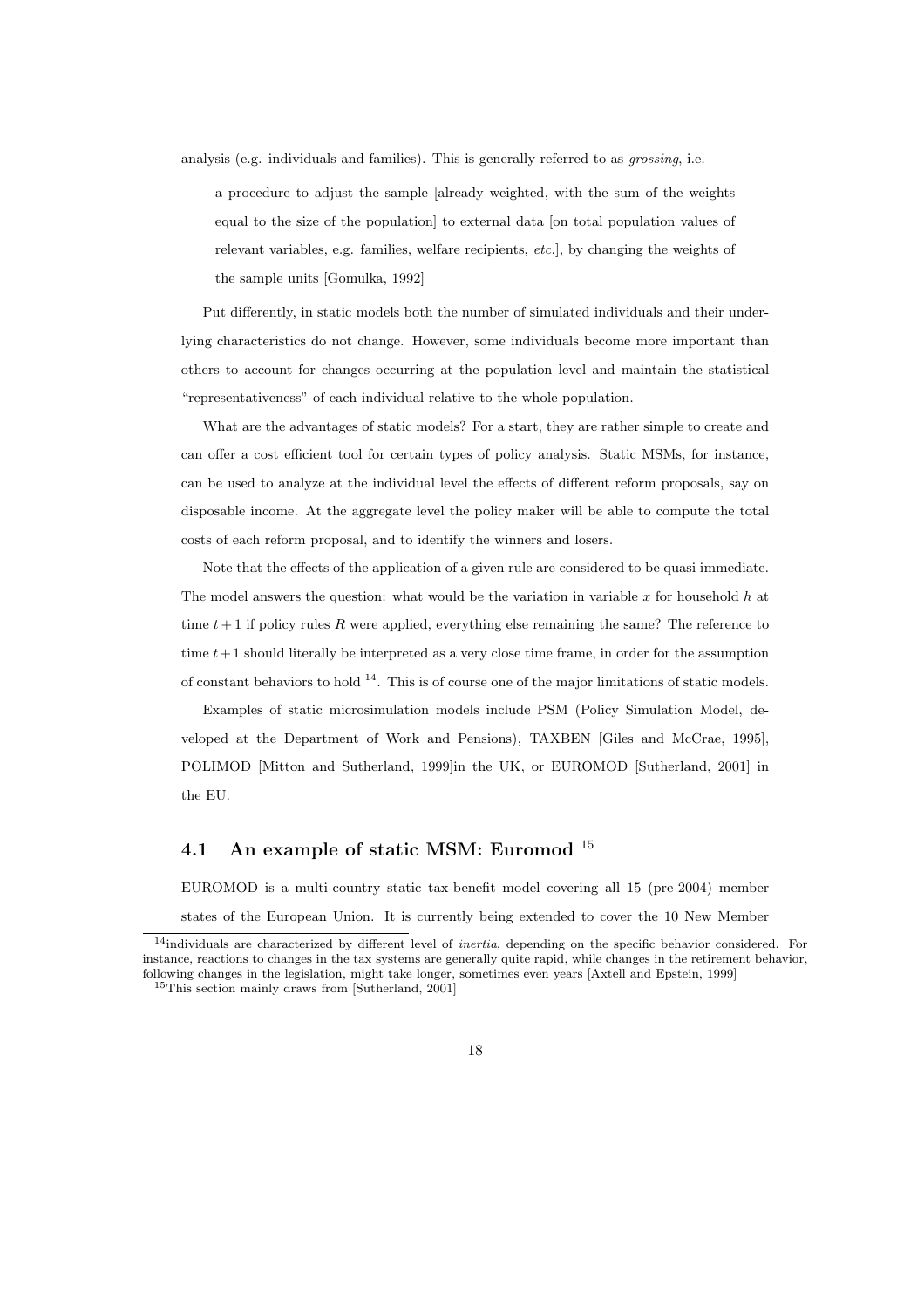analysis (e.g. individuals and families). This is generally referred to as *grossing*, i.e.

> a procedure to adjust the sample [already weighted, with the sum of the weights equal to the size of the population] to external data [on total population values of relevant variables, e.g. families, welfare recipients, *etc.*], by changing the weights of the sample units [Gomulka, 1992]

Put differently, in static models both the number of simulated individuals and their underlying characteristics do not change. However, some individuals become more important than others to account for changes occurring at the population level and maintain the statistical "representativeness" of each individual relative to the whole population.

What are the advantages of static models? For a start, they are rather simple to create and can offer a cost efficient tool for certain types of policy analysis. Static MSMs, for instance, can be used to analyze at the individual level the effects of different reform proposals, say on disposable income. At the aggregate level the policy maker will be able to compute the total costs of each reform proposal, and to identify the winners and losers.

Note that the effects of the application of a given rule are considered to be quasi immediate. The model answers the question: what would be the variation in variable $x$ for household $h$ at time $t+1$ if policy rules $R$ were applied, everything else remaining the same? The reference to time $t+1$ should literally be interpreted as a very close time frame, in order for the assumption of constant behaviors to hold [14]. This is of course one of the major limitations of static models.

Examples of static microsimulation models include PSM (Policy Simulation Model, developed at the Department of Work and Pensions), TAXBEN [Giles and McCrae, 1995], POLIMOD [Mitton and Sutherland, 1999]in the UK, or EUROMOD [Sutherland, 2001] in the EU.

## 4.1 An example of static MSM: Euromod [15]

EUROMOD is a multi-country static tax-benefit model covering all 15 (pre-2004) member states of the European Union. It is currently being extended to cover the 10 New Member

[14] individuals are characterized by different level of *inertia*, depending on the specific behavior considered. For instance, reactions to changes in the tax systems are generally quite rapid, while changes in the retirement behavior, following changes in the legislation, might take longer, sometimes even years [Axtell and Epstein, 1999]

[15] This section mainly draws from [Sutherland, 2001]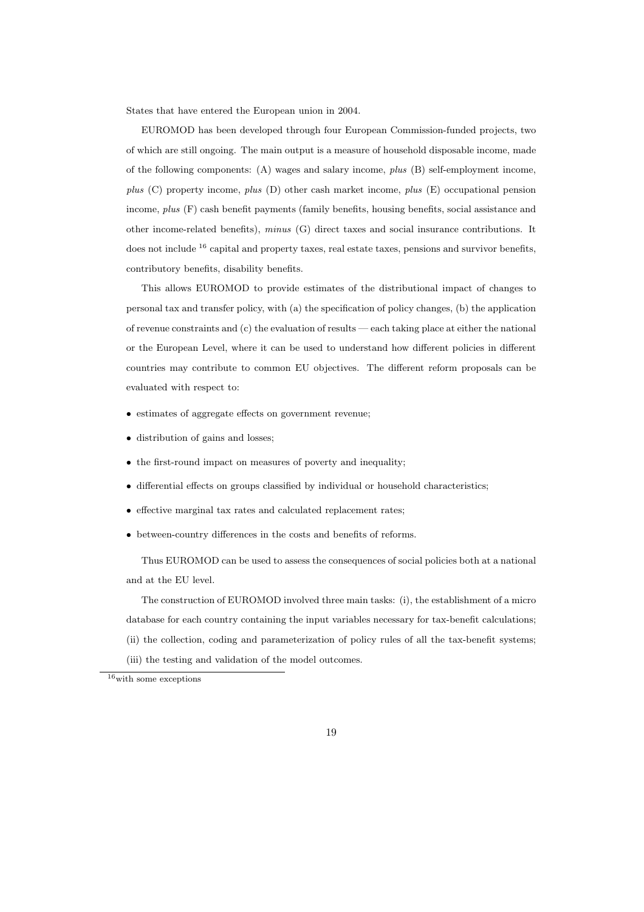States that have entered the European union in 2004.

EUROMOD has been developed through four European Commission-funded projects, two of which are still ongoing. The main output is a measure of household disposable income, made of the following components: (A) wages and salary income, *plus* (B) self-employment income, *plus* (C) property income, *plus* (D) other cash market income, *plus* (E) occupational pension income, *plus* (F) cash benefit payments (family benefits, housing benefits, social assistance and other income-related benefits), *minus* (G) direct taxes and social insurance contributions. It does not include [16] capital and property taxes, real estate taxes, pensions and survivor benefits, contributory benefits, disability benefits.

This allows EUROMOD to provide estimates of the distributional impact of changes to personal tax and transfer policy, with (a) the specification of policy changes, (b) the application of revenue constraints and (c) the evaluation of results — each taking place at either the national or the European Level, where it can be used to understand how different policies in different countries may contribute to common EU objectives. The different reform proposals can be evaluated with respect to:

- estimates of aggregate effects on government revenue;
- distribution of gains and losses;
- the first-round impact on measures of poverty and inequality;
- differential effects on groups classified by individual or household characteristics;
- effective marginal tax rates and calculated replacement rates;
- between-country differences in the costs and benefits of reforms.

Thus EUROMOD can be used to assess the consequences of social policies both at a national and at the EU level.

The construction of EUROMOD involved three main tasks: (i), the establishment of a micro database for each country containing the input variables necessary for tax-benefit calculations; (ii) the collection, coding and parameterization of policy rules of all the tax-benefit systems; (iii) the testing and validation of the model outcomes.

[16] with some exceptions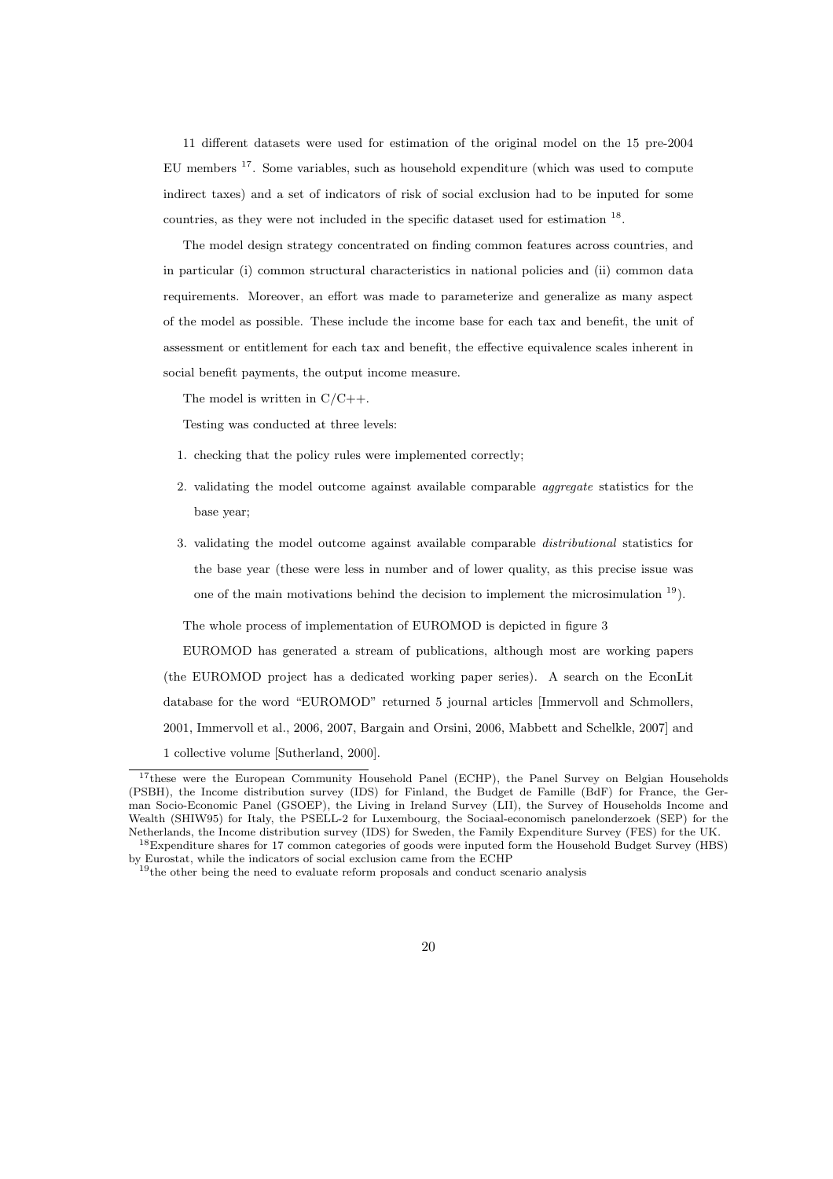11 different datasets were used for estimation of the original model on the 15 pre-2004 EU members [17]. Some variables, such as household expenditure (which was used to compute indirect taxes) and a set of indicators of risk of social exclusion had to be inputed for some countries, as they were not included in the specific dataset used for estimation [18].

The model design strategy concentrated on finding common features across countries, and in particular (i) common structural characteristics in national policies and (ii) common data requirements. Moreover, an effort was made to parameterize and generalize as many aspect of the model as possible. These include the income base for each tax and benefit, the unit of assessment or entitlement for each tax and benefit, the effective equivalence scales inherent in social benefit payments, the output income measure.

The model is written in C/C++.

Testing was conducted at three levels:

1. checking that the policy rules were implemented correctly;
2. validating the model outcome against available comparable *aggregate* statistics for the base year;
3. validating the model outcome against available comparable *distributional* statistics for the base year (these were less in number and of lower quality, as this precise issue was one of the main motivations behind the decision to implement the microsimulation [19]).

The whole process of implementation of EUROMOD is depicted in figure 3

EUROMOD has generated a stream of publications, although most are working papers (the EUROMOD project has a dedicated working paper series). A search on the EconLit database for the word "EUROMOD" returned 5 journal articles [Immervoll and Schmollers, 2001, Immervoll et al., 2006, 2007, Bargain and Orsini, 2006, Mabbett and Schelkle, 2007] and 1 collective volume [Sutherland, 2000].

---

[17] these were the European Community Household Panel (ECHP), the Panel Survey on Belgian Households (PSBH), the Income distribution survey (IDS) for Finland, the Budget de Famille (BdF) for France, the German Socio-Economic Panel (GSOEP), the Living in Ireland Survey (LII), the Survey of Households Income and Wealth (SHIW95) for Italy, the PSELL-2 for Luxembourg, the Sociaal-economisch panelonderzoek (SEP) for the Netherlands, the Income distribution survey (IDS) for Sweden, the Family Expenditure Survey (FES) for the UK.

[18] Expenditure shares for 17 common categories of goods were inputed form the Household Budget Survey (HBS) by Eurostat, while the indicators of social exclusion came from the ECHP

[19] the other being the need to evaluate reform proposals and conduct scenario analysis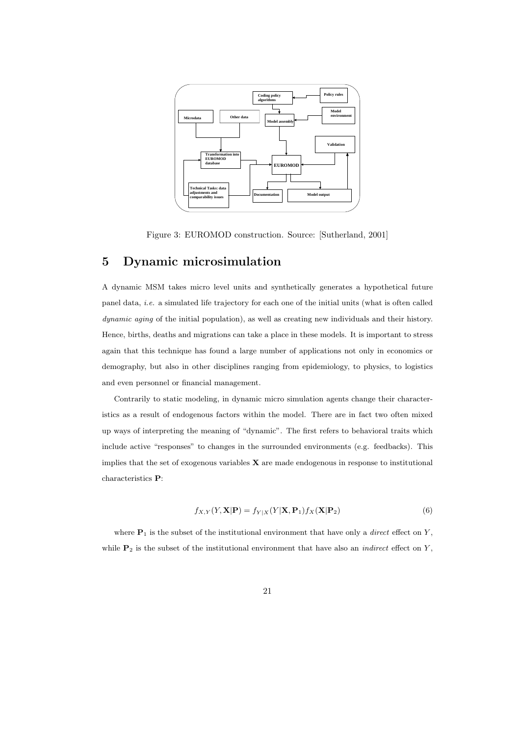Figure 3: EUROMOD construction. Source: [Sutherland, 2001]

## 5 Dynamic microsimulation

A dynamic MSM takes micro level units and synthetically generates a hypothetical future panel data, *i.e.* a simulated life trajectory for each one of the initial units (what is often called *dynamic aging* of the initial population), as well as creating new individuals and their history. Hence, births, deaths and migrations can take a place in these models. It is important to stress again that this technique has found a large number of applications not only in economics or demography, but also in other disciplines ranging from epidemiology, to physics, to logistics and even personnel or financial management.

Contrarily to static modeling, in dynamic micro simulation agents change their characteristics as a result of endogenous factors within the model. There are in fact two often mixed up ways of interpreting the meaning of "dynamic". The first refers to behavioral traits which include active "responses" to changes in the surrounded environments (e.g. feedbacks). This implies that the set of exogenous variables $\mathbf{X}$ are made endogenous in response to institutional characteristics $\mathbf{P}$:

$$f_{X,Y}(Y, \mathbf{X}|\mathbf{P}) = f_{Y|X}(Y|\mathbf{X}, \mathbf{P}_1) f_X(\mathbf{X}|\mathbf{P}_2) \tag{6}$$

where $\mathbf{P}_1$ is the subset of the institutional environment that have only a *direct* effect on $Y$, while $\mathbf{P}_2$ is the subset of the institutional environment that have also an *indirect* effect on $Y$,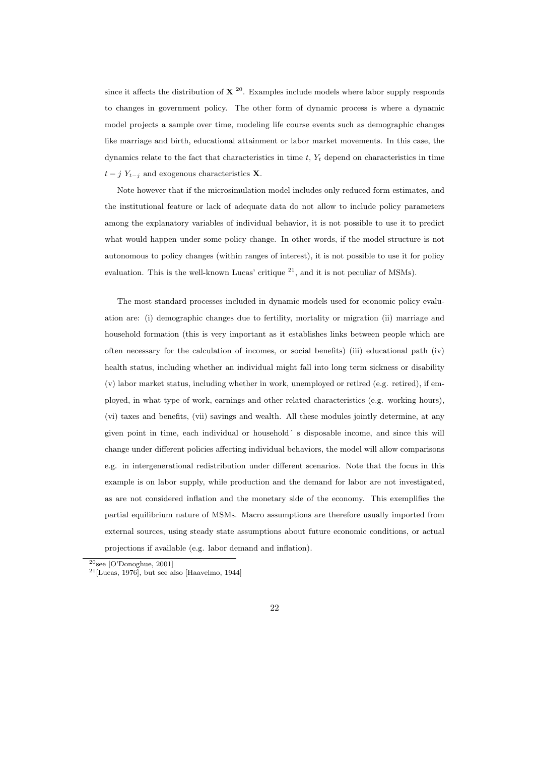since it affects the distribution of $\mathbf{X}$ [20]. Examples include models where labor supply responds to changes in government policy. The other form of dynamic process is where a dynamic model projects a sample over time, modeling life course events such as demographic changes like marriage and birth, educational attainment or labor market movements. In this case, the dynamics relate to the fact that characteristics in time $t$, $Y_t$ depend on characteristics in time $t-j$ $Y_{t-j}$ and exogenous characteristics $\mathbf{X}$.

Note however that if the microsimulation model includes only reduced form estimates, and the institutional feature or lack of adequate data do not allow to include policy parameters among the explanatory variables of individual behavior, it is not possible to use it to predict what would happen under some policy change. In other words, if the model structure is not autonomous to policy changes (within ranges of interest), it is not possible to use it for policy evaluation. This is the well-known Lucas' critique [21], and it is not peculiar of MSMs).

The most standard processes included in dynamic models used for economic policy evaluation are: (i) demographic changes due to fertility, mortality or migration (ii) marriage and household formation (this is very important as it establishes links between people which are often necessary for the calculation of incomes, or social benefits) (iii) educational path (iv) health status, including whether an individual might fall into long term sickness or disability (v) labor market status, including whether in work, unemployed or retired (e.g. retired), if employed, in what type of work, earnings and other related characteristics (e.g. working hours), (vi) taxes and benefits, (vii) savings and wealth. All these modules jointly determine, at any given point in time, each individual or household´ s disposable income, and since this will change under different policies affecting individual behaviors, the model will allow comparisons e.g. in intergenerational redistribution under different scenarios. Note that the focus in this example is on labor supply, while production and the demand for labor are not investigated, as are not considered inflation and the monetary side of the economy. This exemplifies the partial equilibrium nature of MSMs. Macro assumptions are therefore usually imported from external sources, using steady state assumptions about future economic conditions, or actual projections if available (e.g. labor demand and inflation).

[20] see [O'Donoghue, 2001]

[21] [Lucas, 1976], but see also [Haavelmo, 1944]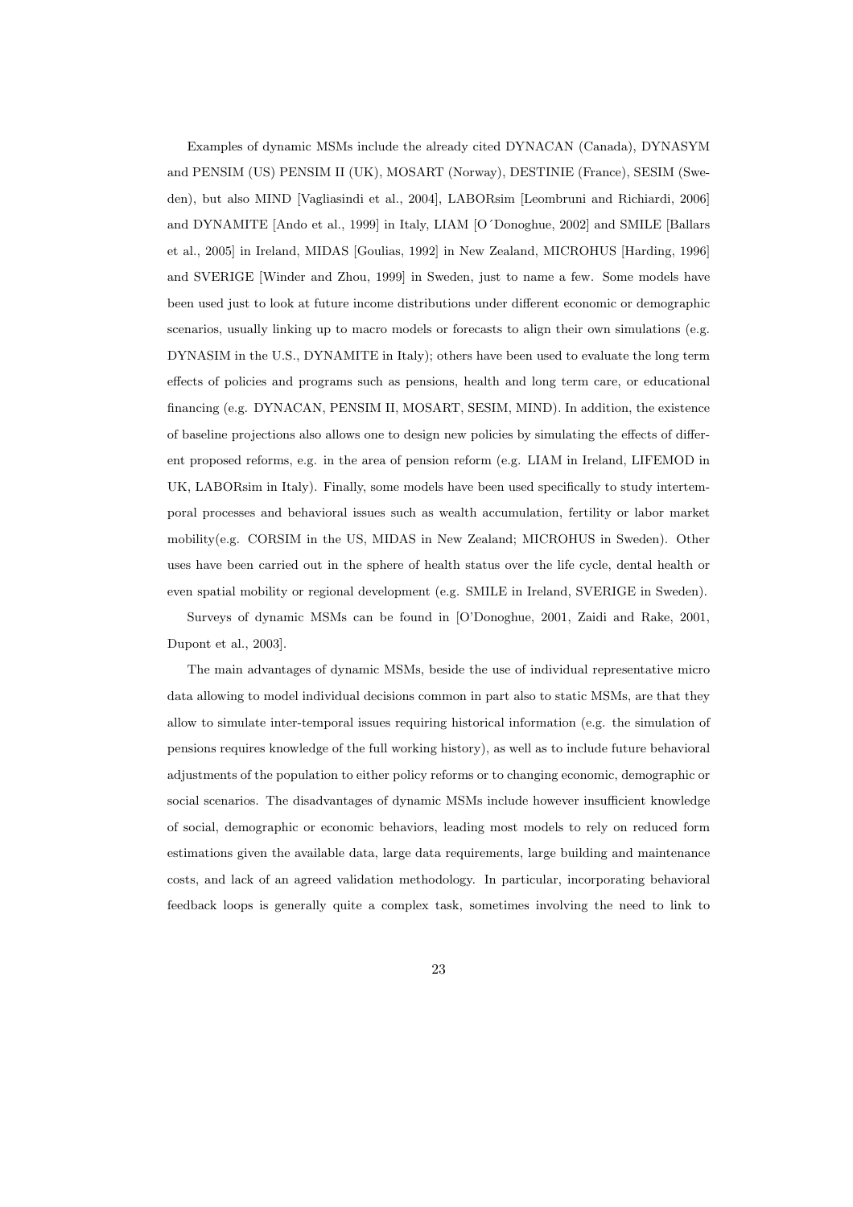Examples of dynamic MSMs include the already cited DYNACAN (Canada), DYNASYM and PENSIM (US) PENSIM II (UK), MOSART (Norway), DESTINIE (France), SESIM (Sweden), but also MIND [Vagliasindi et al., 2004], LABORsim [Leombruni and Richiardi, 2006] and DYNAMITE [Ando et al., 1999] in Italy, LIAM [O´Donoghue, 2002] and SMILE [Ballars et al., 2005] in Ireland, MIDAS [Goulias, 1992] in New Zealand, MICROHUS [Harding, 1996] and SVERIGE [Winder and Zhou, 1999] in Sweden, just to name a few. Some models have been used just to look at future income distributions under different economic or demographic scenarios, usually linking up to macro models or forecasts to align their own simulations (e.g. DYNASIM in the U.S., DYNAMITE in Italy); others have been used to evaluate the long term effects of policies and programs such as pensions, health and long term care, or educational financing (e.g. DYNACAN, PENSIM II, MOSART, SESIM, MIND). In addition, the existence of baseline projections also allows one to design new policies by simulating the effects of different proposed reforms, e.g. in the area of pension reform (e.g. LIAM in Ireland, LIFEMOD in UK, LABORsim in Italy). Finally, some models have been used specifically to study intertemporal processes and behavioral issues such as wealth accumulation, fertility or labor market mobility(e.g. CORSIM in the US, MIDAS in New Zealand; MICROHUS in Sweden). Other uses have been carried out in the sphere of health status over the life cycle, dental health or even spatial mobility or regional development (e.g. SMILE in Ireland, SVERIGE in Sweden).

Surveys of dynamic MSMs can be found in [O'Donoghue, 2001, Zaidi and Rake, 2001, Dupont et al., 2003].

The main advantages of dynamic MSMs, beside the use of individual representative micro data allowing to model individual decisions common in part also to static MSMs, are that they allow to simulate inter-temporal issues requiring historical information (e.g. the simulation of pensions requires knowledge of the full working history), as well as to include future behavioral adjustments of the population to either policy reforms or to changing economic, demographic or social scenarios. The disadvantages of dynamic MSMs include however insufficient knowledge of social, demographic or economic behaviors, leading most models to rely on reduced form estimations given the available data, large data requirements, large building and maintenance costs, and lack of an agreed validation methodology. In particular, incorporating behavioral feedback loops is generally quite a complex task, sometimes involving the need to link to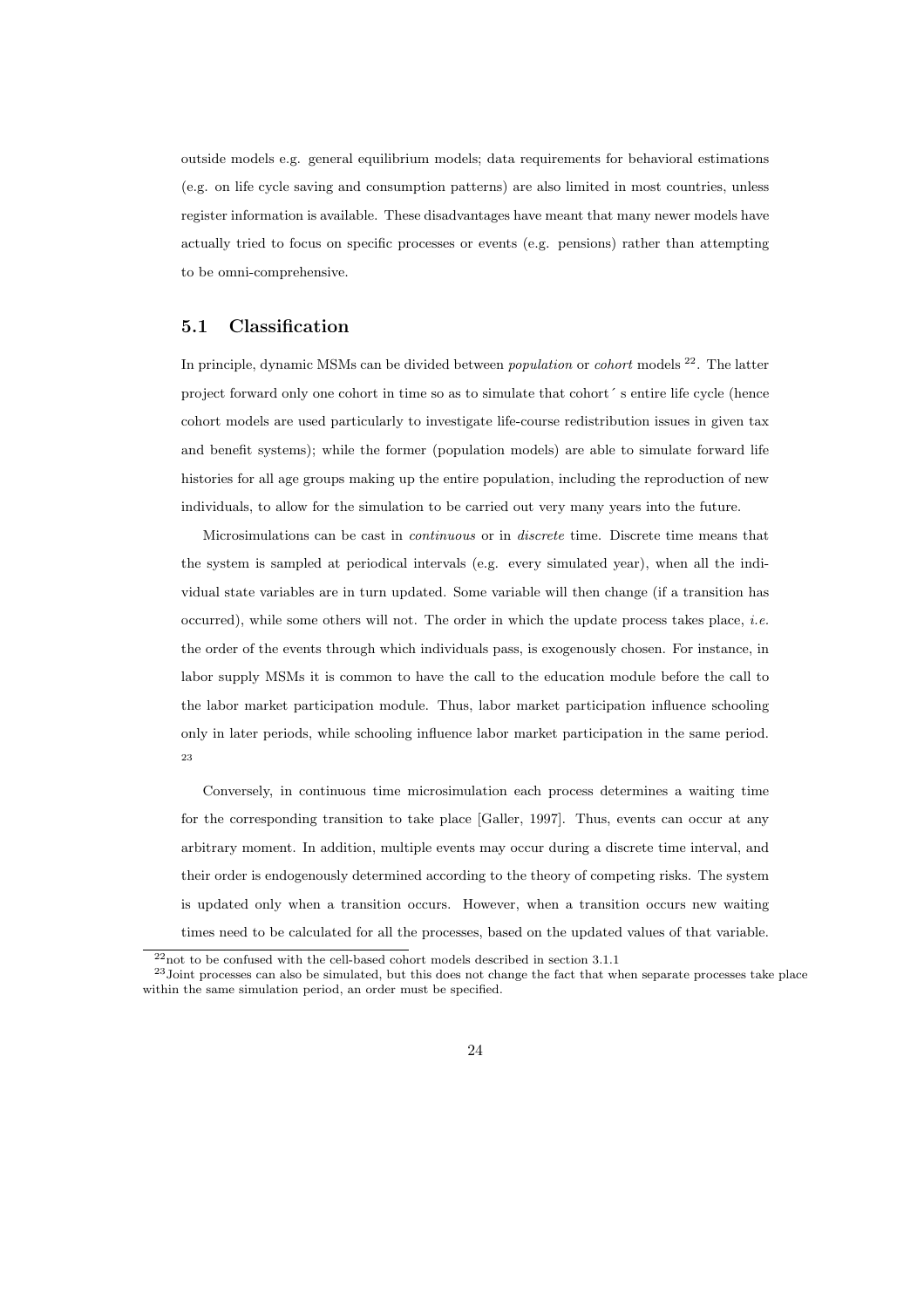outside models e.g. general equilibrium models; data requirements for behavioral estimations (e.g. on life cycle saving and consumption patterns) are also limited in most countries, unless register information is available. These disadvantages have meant that many newer models have actually tried to focus on specific processes or events (e.g. pensions) rather than attempting to be omni-comprehensive.

## 5.1 Classification

In principle, dynamic MSMs can be divided between *population* or *cohort* models [22]. The latter project forward only one cohort in time so as to simulate that cohort´ s entire life cycle (hence cohort models are used particularly to investigate life-course redistribution issues in given tax and benefit systems); while the former (population models) are able to simulate forward life histories for all age groups making up the entire population, including the reproduction of new individuals, to allow for the simulation to be carried out very many years into the future.

Microsimulations can be cast in *continuous* or in *discrete* time. Discrete time means that the system is sampled at periodical intervals (e.g. every simulated year), when all the individual state variables are in turn updated. Some variable will then change (if a transition has occurred), while some others will not. The order in which the update process takes place, *i.e.* the order of the events through which individuals pass, is exogenously chosen. For instance, in labor supply MSMs it is common to have the call to the education module before the call to the labor market participation module. Thus, labor market participation influence schooling only in later periods, while schooling influence labor market participation in the same period. [23]

Conversely, in continuous time microsimulation each process determines a waiting time for the corresponding transition to take place [Galler, 1997]. Thus, events can occur at any arbitrary moment. In addition, multiple events may occur during a discrete time interval, and their order is endogenously determined according to the theory of competing risks. The system is updated only when a transition occurs. However, when a transition occurs new waiting times need to be calculated for all the processes, based on the updated values of that variable.

---

[22] not to be confused with the cell-based cohort models described in section 3.1.1

[23] Joint processes can also be simulated, but this does not change the fact that when separate processes take place within the same simulation period, an order must be specified.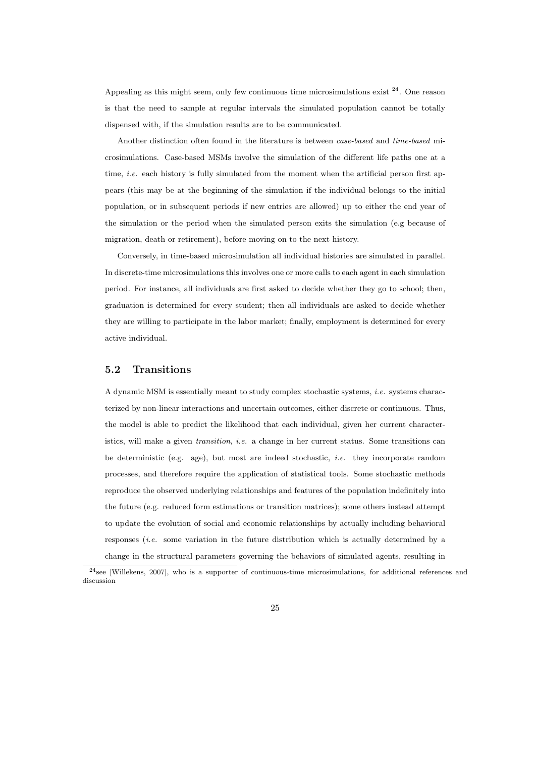Appealing as this might seem, only few continuous time microsimulations exist [24]. One reason is that the need to sample at regular intervals the simulated population cannot be totally dispensed with, if the simulation results are to be communicated.

Another distinction often found in the literature is between *case-based* and *time-based* microsimulations. Case-based MSMs involve the simulation of the different life paths one at a time, *i.e.* each history is fully simulated from the moment when the artificial person first appears (this may be at the beginning of the simulation if the individual belongs to the initial population, or in subsequent periods if new entries are allowed) up to either the end year of the simulation or the period when the simulated person exits the simulation (e.g because of migration, death or retirement), before moving on to the next history.

Conversely, in time-based microsimulation all individual histories are simulated in parallel. In discrete-time microsimulations this involves one or more calls to each agent in each simulation period. For instance, all individuals are first asked to decide whether they go to school; then, graduation is determined for every student; then all individuals are asked to decide whether they are willing to participate in the labor market; finally, employment is determined for every active individual.

## 5.2 Transitions

A dynamic MSM is essentially meant to study complex stochastic systems, *i.e.* systems characterized by non-linear interactions and uncertain outcomes, either discrete or continuous. Thus, the model is able to predict the likelihood that each individual, given her current characteristics, will make a given *transition*, *i.e.* a change in her current status. Some transitions can be deterministic (e.g. age), but most are indeed stochastic, *i.e.* they incorporate random processes, and therefore require the application of statistical tools. Some stochastic methods reproduce the observed underlying relationships and features of the population indefinitely into the future (e.g. reduced form estimations or transition matrices); some others instead attempt to update the evolution of social and economic relationships by actually including behavioral responses (*i.e.* some variation in the future distribution which is actually determined by a change in the structural parameters governing the behaviors of simulated agents, resulting in

[24] see [Willekens, 2007], who is a supporter of continuous-time microsimulations, for additional references and discussion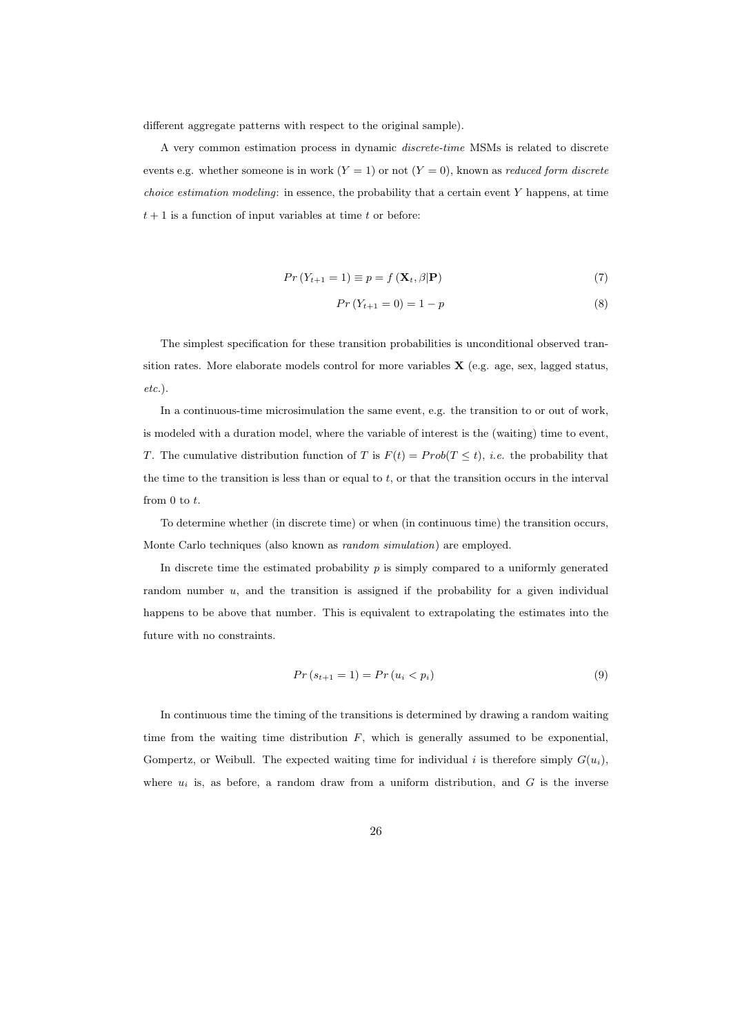different aggregate patterns with respect to the original sample).

A very common estimation process in dynamic *discrete-time* MSMs is related to discrete events e.g. whether someone is in work ($Y = 1$) or not ($Y = 0$), known as *reduced form discrete choice estimation modeling*: in essence, the probability that a certain event $Y$ happens, at time $t + 1$ is a function of input variables at time $t$ or before:

$$Pr\left(Y_{t+1} = 1\right) \equiv p = f\left(\mathbf{X}_t, \beta | \mathbf{P}\right) \tag{7}$$

$$Pr\left(Y_{t+1} = 0\right) = 1 - p \tag{8}$$

The simplest specification for these transition probabilities is unconditional observed transition rates. More elaborate models control for more variables $\mathbf{X}$ (e.g. age, sex, lagged status, *etc.*).

In a continuous-time microsimulation the same event, e.g. the transition to or out of work, is modeled with a duration model, where the variable of interest is the (waiting) time to event, $T$. The cumulative distribution function of $T$ is $F(t) = Prob(T \leq t)$, *i.e.* the probability that the time to the transition is less than or equal to $t$, or that the transition occurs in the interval from 0 to $t$.

To determine whether (in discrete time) or when (in continuous time) the transition occurs, Monte Carlo techniques (also known as *random simulation*) are employed.

In discrete time the estimated probability $p$ is simply compared to a uniformly generated random number $u$, and the transition is assigned if the probability for a given individual happens to be above that number. This is equivalent to extrapolating the estimates into the future with no constraints.

$$Pr\left(s_{t+1} = 1\right) = Pr\left(u_i < p_i\right) \tag{9}$$

In continuous time the timing of the transitions is determined by drawing a random waiting time from the waiting time distribution $F$, which is generally assumed to be exponential, Gompertz, or Weibull. The expected waiting time for individual $i$ is therefore simply $G(u_i)$, where $u_i$ is, as before, a random draw from a uniform distribution, and $G$ is the inverse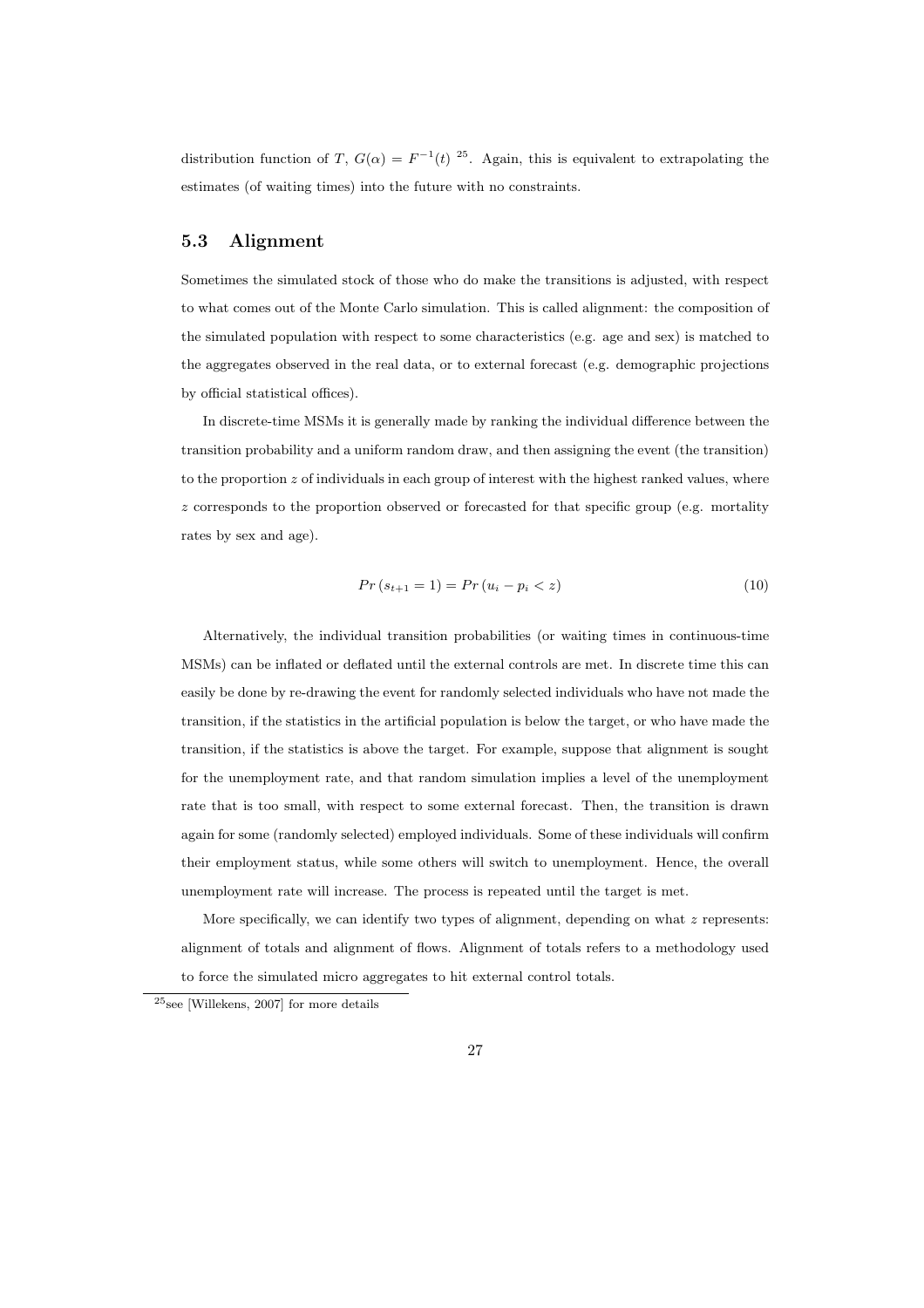distribution function of $T$, $G(\alpha) = F^{-1}(t)$ [25]. Again, this is equivalent to extrapolating the estimates (of waiting times) into the future with no constraints.

### 5.3 Alignment

Sometimes the simulated stock of those who do make the transitions is adjusted, with respect to what comes out of the Monte Carlo simulation. This is called alignment: the composition of the simulated population with respect to some characteristics (e.g. age and sex) is matched to the aggregates observed in the real data, or to external forecast (e.g. demographic projections by official statistical offices).

In discrete-time MSMs it is generally made by ranking the individual difference between the transition probability and a uniform random draw, and then assigning the event (the transition) to the proportion $z$ of individuals in each group of interest with the highest ranked values, where $z$ corresponds to the proportion observed or forecasted for that specific group (e.g. mortality rates by sex and age).

$$Pr\left(s_{t+1}=1\right) = Pr\left(u_i - p_i < z\right) \tag{10}$$

Alternatively, the individual transition probabilities (or waiting times in continuous-time MSMs) can be inflated or deflated until the external controls are met. In discrete time this can easily be done by re-drawing the event for randomly selected individuals who have not made the transition, if the statistics in the artificial population is below the target, or who have made the transition, if the statistics is above the target. For example, suppose that alignment is sought for the unemployment rate, and that random simulation implies a level of the unemployment rate that is too small, with respect to some external forecast. Then, the transition is drawn again for some (randomly selected) employed individuals. Some of these individuals will confirm their employment status, while some others will switch to unemployment. Hence, the overall unemployment rate will increase. The process is repeated until the target is met.

More specifically, we can identify two types of alignment, depending on what $z$ represents: alignment of totals and alignment of flows. Alignment of totals refers to a methodology used to force the simulated micro aggregates to hit external control totals.

[25] see [Willekens, 2007] for more details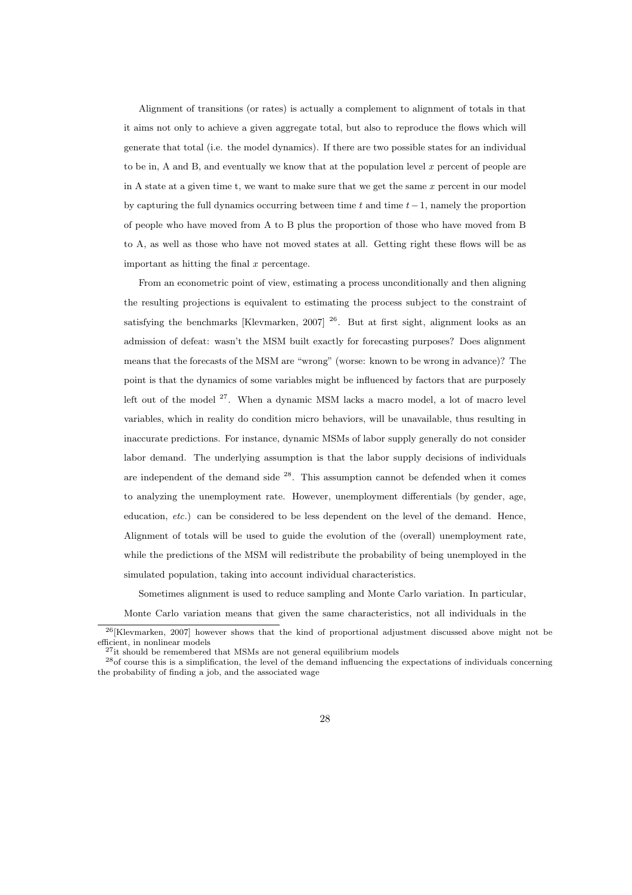Alignment of transitions (or rates) is actually a complement to alignment of totals in that it aims not only to achieve a given aggregate total, but also to reproduce the flows which will generate that total (i.e. the model dynamics). If there are two possible states for an individual to be in, A and B, and eventually we know that at the population level $x$ percent of people are in A state at a given time t, we want to make sure that we get the same $x$ percent in our model by capturing the full dynamics occurring between time $t$ and time $t-1$, namely the proportion of people who have moved from A to B plus the proportion of those who have moved from B to A, as well as those who have not moved states at all. Getting right these flows will be as important as hitting the final $x$ percentage.

From an econometric point of view, estimating a process unconditionally and then aligning the resulting projections is equivalent to estimating the process subject to the constraint of satisfying the benchmarks [Klevmarken, 2007] [26]. But at first sight, alignment looks as an admission of defeat: wasn't the MSM built exactly for forecasting purposes? Does alignment means that the forecasts of the MSM are "wrong" (worse: known to be wrong in advance)? The point is that the dynamics of some variables might be influenced by factors that are purposely left out of the model [27]. When a dynamic MSM lacks a macro model, a lot of macro level variables, which in reality do condition micro behaviors, will be unavailable, thus resulting in inaccurate predictions. For instance, dynamic MSMs of labor supply generally do not consider labor demand. The underlying assumption is that the labor supply decisions of individuals are independent of the demand side [28]. This assumption cannot be defended when it comes to analyzing the unemployment rate. However, unemployment differentials (by gender, age, education, *etc.*) can be considered to be less dependent on the level of the demand. Hence, Alignment of totals will be used to guide the evolution of the (overall) unemployment rate, while the predictions of the MSM will redistribute the probability of being unemployed in the simulated population, taking into account individual characteristics.

Sometimes alignment is used to reduce sampling and Monte Carlo variation. In particular, Monte Carlo variation means that given the same characteristics, not all individuals in the

[26] [Klevmarken, 2007] however shows that the kind of proportional adjustment discussed above might not be efficient, in nonlinear models

[27] it should be remembered that MSMs are not general equilibrium models

[28] of course this is a simplification, the level of the demand influencing the expectations of individuals concerning the probability of finding a job, and the associated wage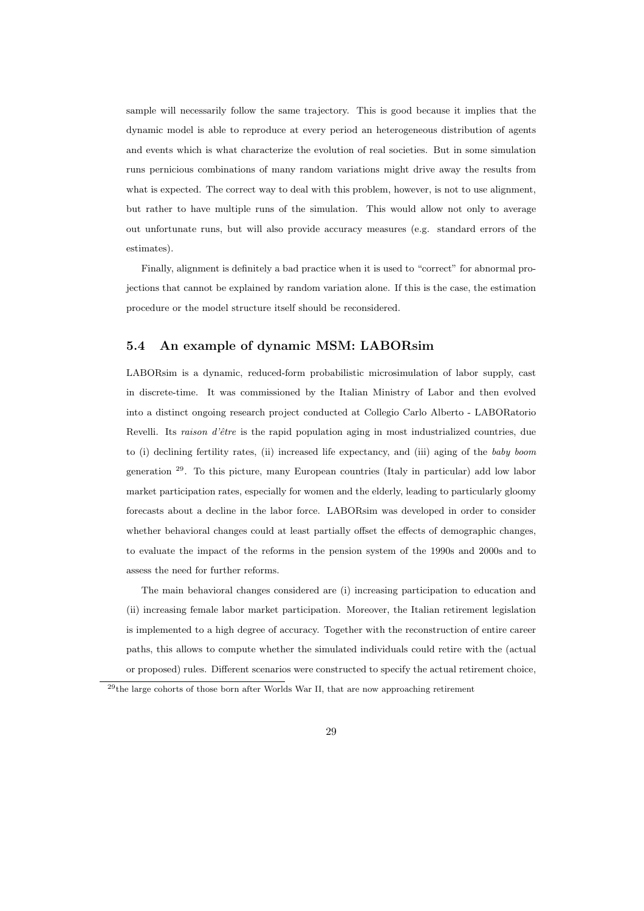sample will necessarily follow the same trajectory. This is good because it implies that the dynamic model is able to reproduce at every period an heterogeneous distribution of agents and events which is what characterize the evolution of real societies. But in some simulation runs pernicious combinations of many random variations might drive away the results from what is expected. The correct way to deal with this problem, however, is not to use alignment, but rather to have multiple runs of the simulation. This would allow not only to average out unfortunate runs, but will also provide accuracy measures (e.g. standard errors of the estimates).

Finally, alignment is definitely a bad practice when it is used to "correct" for abnormal projections that cannot be explained by random variation alone. If this is the case, the estimation procedure or the model structure itself should be reconsidered.

### 5.4 An example of dynamic MSM: LABORsim

LABORsim is a dynamic, reduced-form probabilistic microsimulation of labor supply, cast in discrete-time. It was commissioned by the Italian Ministry of Labor and then evolved into a distinct ongoing research project conducted at Collegio Carlo Alberto - LABORatorio Revelli. Its *raison d'être* is the rapid population aging in most industrialized countries, due to (i) declining fertility rates, (ii) increased life expectancy, and (iii) aging of the *baby boom* generation [29]. To this picture, many European countries (Italy in particular) add low labor market participation rates, especially for women and the elderly, leading to particularly gloomy forecasts about a decline in the labor force. LABORsim was developed in order to consider whether behavioral changes could at least partially offset the effects of demographic changes, to evaluate the impact of the reforms in the pension system of the 1990s and 2000s and to assess the need for further reforms.

The main behavioral changes considered are (i) increasing participation to education and (ii) increasing female labor market participation. Moreover, the Italian retirement legislation is implemented to a high degree of accuracy. Together with the reconstruction of entire career paths, this allows to compute whether the simulated individuals could retire with the (actual or proposed) rules. Different scenarios were constructed to specify the actual retirement choice,

[29] the large cohorts of those born after Worlds War II, that are now approaching retirement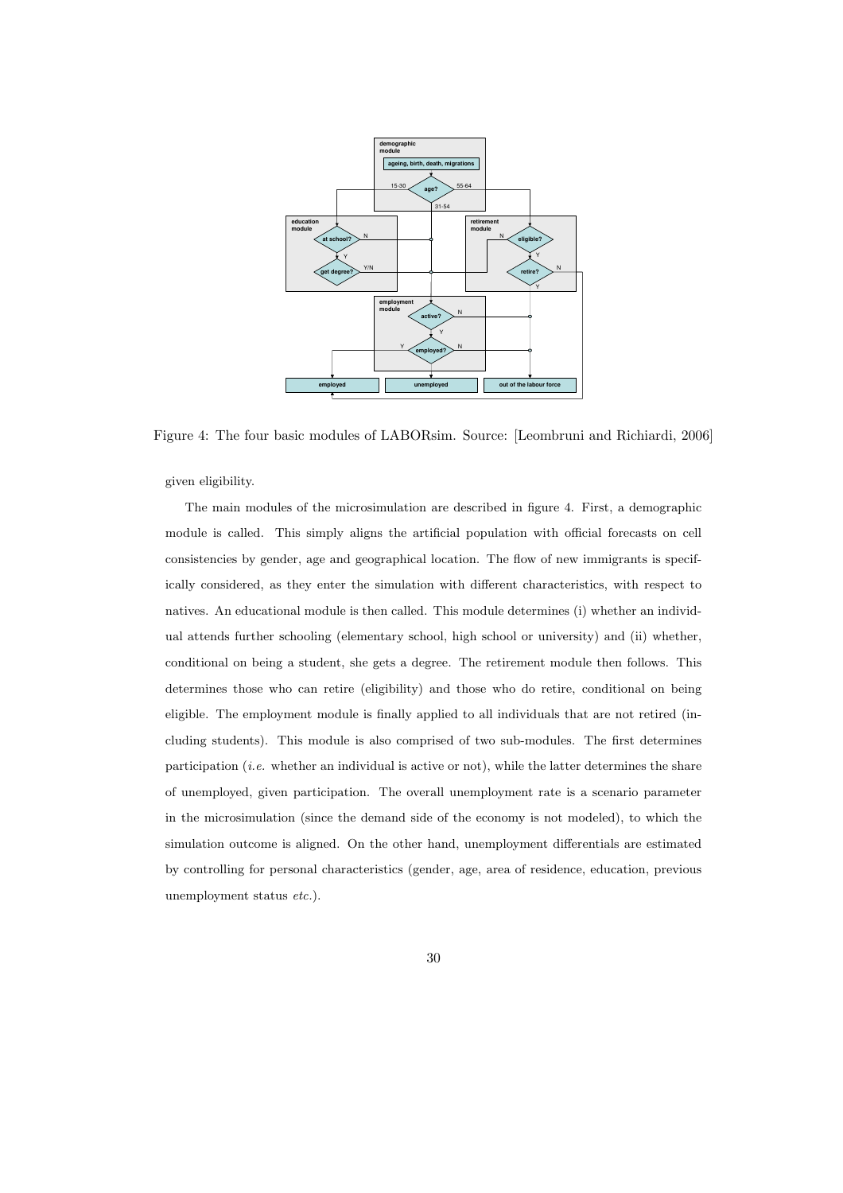Figure 4: The four basic modules of LABORsim. Source: [Leombruni and Richiardi, 2006]

given eligibility.

The main modules of the microsimulation are described in figure 4. First, a demographic module is called. This simply aligns the artificial population with official forecasts on cell consistencies by gender, age and geographical location. The flow of new immigrants is specifically considered, as they enter the simulation with different characteristics, with respect to natives. An educational module is then called. This module determines (i) whether an individual attends further schooling (elementary school, high school or university) and (ii) whether, conditional on being a student, she gets a degree. The retirement module then follows. This determines those who can retire (eligibility) and those who do retire, conditional on being eligible. The employment module is finally applied to all individuals that are not retired (including students). This module is also comprised of two sub-modules. The first determines participation (*i.e.* whether an individual is active or not), while the latter determines the share of unemployed, given participation. The overall unemployment rate is a scenario parameter in the microsimulation (since the demand side of the economy is not modeled), to which the simulation outcome is aligned. On the other hand, unemployment differentials are estimated by controlling for personal characteristics (gender, age, area of residence, education, previous unemployment status *etc.*).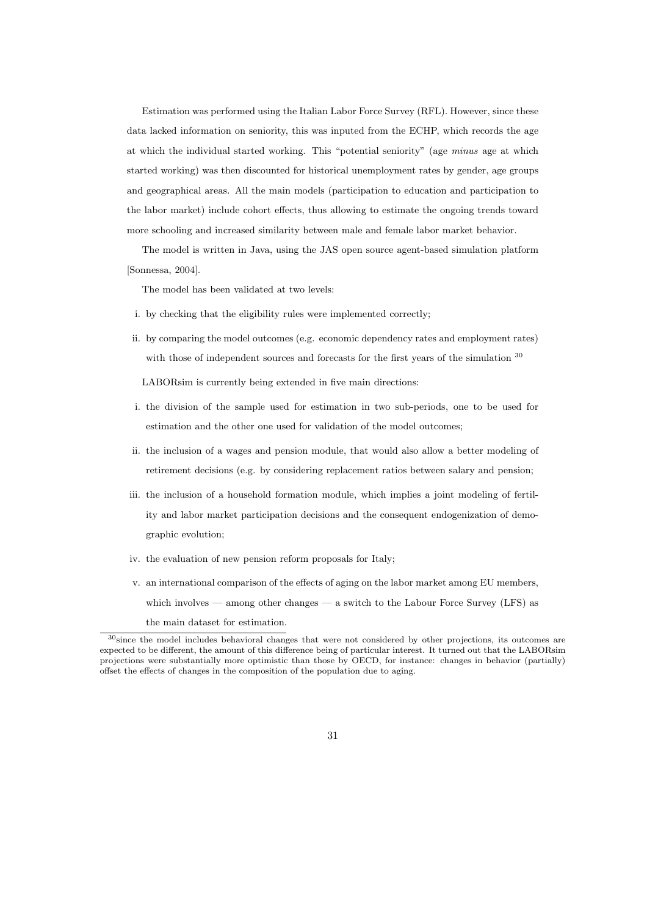Estimation was performed using the Italian Labor Force Survey (RFL). However, since these data lacked information on seniority, this was inputed from the ECHP, which records the age at which the individual started working. This "potential seniority" (age *minus* age at which started working) was then discounted for historical unemployment rates by gender, age groups and geographical areas. All the main models (participation to education and participation to the labor market) include cohort effects, thus allowing to estimate the ongoing trends toward more schooling and increased similarity between male and female labor market behavior.

The model is written in Java, using the JAS open source agent-based simulation platform [Sonnessa, 2004].

The model has been validated at two levels:

i. by checking that the eligibility rules were implemented correctly;
ii. by comparing the model outcomes (e.g. economic dependency rates and employment rates) with those of independent sources and forecasts for the first years of the simulation [30]

LABORsim is currently being extended in five main directions:

i. the division of the sample used for estimation in two sub-periods, one to be used for estimation and the other one used for validation of the model outcomes;
ii. the inclusion of a wages and pension module, that would also allow a better modeling of retirement decisions (e.g. by considering replacement ratios between salary and pension;
iii. the inclusion of a household formation module, which implies a joint modeling of fertility and labor market participation decisions and the consequent endogenization of demographic evolution;
iv. the evaluation of new pension reform proposals for Italy;
v. an international comparison of the effects of aging on the labor market among EU members, which involves — among other changes — a switch to the Labour Force Survey (LFS) as the main dataset for estimation.

[30] since the model includes behavioral changes that were not considered by other projections, its outcomes are expected to be different, the amount of this difference being of particular interest. It turned out that the LABORsim projections were substantially more optimistic than those by OECD, for instance: changes in behavior (partially) offset the effects of changes in the composition of the population due to aging.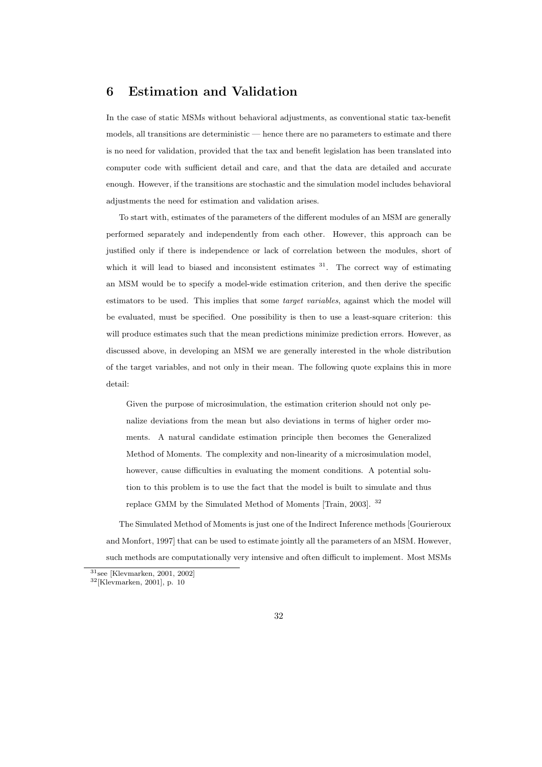# 6 Estimation and Validation

In the case of static MSMs without behavioral adjustments, as conventional static tax-benefit models, all transitions are deterministic — hence there are no parameters to estimate and there is no need for validation, provided that the tax and benefit legislation has been translated into computer code with sufficient detail and care, and that the data are detailed and accurate enough. However, if the transitions are stochastic and the simulation model includes behavioral adjustments the need for estimation and validation arises.

To start with, estimates of the parameters of the different modules of an MSM are generally performed separately and independently from each other. However, this approach can be justified only if there is independence or lack of correlation between the modules, short of which it will lead to biased and inconsistent estimates [31]. The correct way of estimating an MSM would be to specify a model-wide estimation criterion, and then derive the specific estimators to be used. This implies that some *target variables*, against which the model will be evaluated, must be specified. One possibility is then to use a least-square criterion: this will produce estimates such that the mean predictions minimize prediction errors. However, as discussed above, in developing an MSM we are generally interested in the whole distribution of the target variables, and not only in their mean. The following quote explains this in more detail:

> Given the purpose of microsimulation, the estimation criterion should not only penalize deviations from the mean but also deviations in terms of higher order moments. A natural candidate estimation principle then becomes the Generalized Method of Moments. The complexity and non-linearity of a microsimulation model, however, cause difficulties in evaluating the moment conditions. A potential solution to this problem is to use the fact that the model is built to simulate and thus replace GMM by the Simulated Method of Moments [Train, 2003]. [32]

The Simulated Method of Moments is just one of the Indirect Inference methods [Gourieroux and Monfort, 1997] that can be used to estimate jointly all the parameters of an MSM. However, such methods are computationally very intensive and often difficult to implement. Most MSMs

[31] see [Klevmarken, 2001, 2002]

[32] [Klevmarken, 2001], p. 10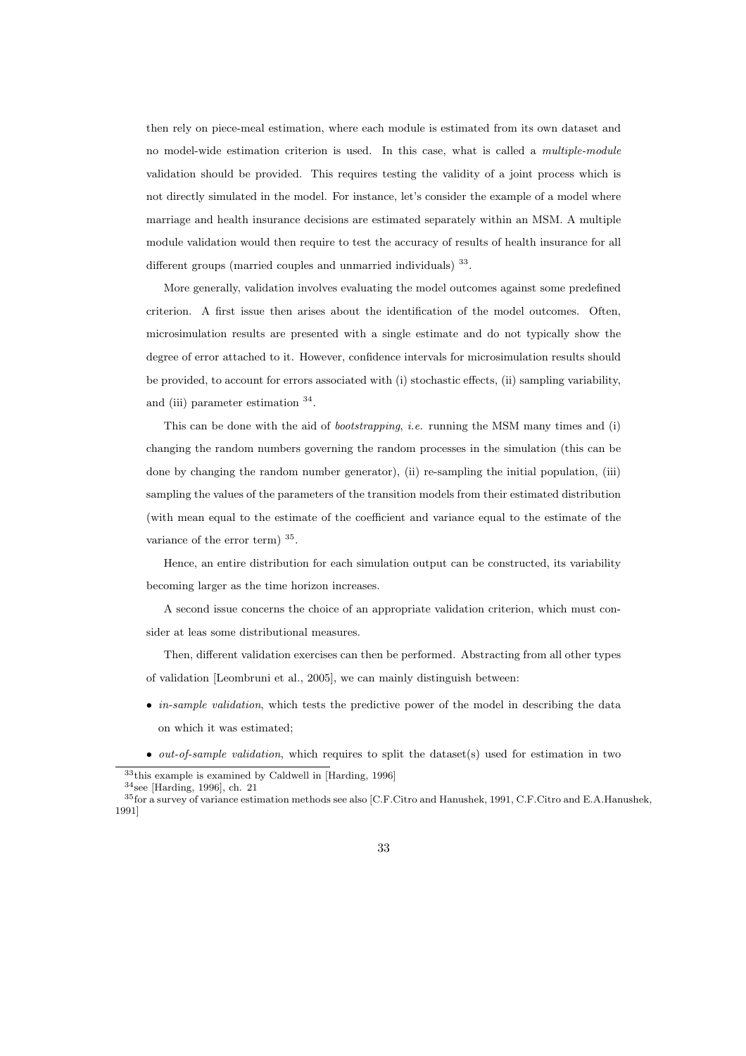then rely on piece-meal estimation, where each module is estimated from its own dataset and no model-wide estimation criterion is used. In this case, what is called a *multiple-module* validation should be provided. This requires testing the validity of a joint process which is not directly simulated in the model. For instance, let's consider the example of a model where marriage and health insurance decisions are estimated separately within an MSM. A multiple module validation would then require to test the accuracy of results of health insurance for all different groups (married couples and unmarried individuals) [33].

More generally, validation involves evaluating the model outcomes against some predefined criterion. A first issue then arises about the identification of the model outcomes. Often, microsimulation results are presented with a single estimate and do not typically show the degree of error attached to it. However, confidence intervals for microsimulation results should be provided, to account for errors associated with (i) stochastic effects, (ii) sampling variability, and (iii) parameter estimation [34].

This can be done with the aid of *bootstrapping*, *i.e.* running the MSM many times and (i) changing the random numbers governing the random processes in the simulation (this can be done by changing the random number generator), (ii) re-sampling the initial population, (iii) sampling the values of the parameters of the transition models from their estimated distribution (with mean equal to the estimate of the coefficient and variance equal to the estimate of the variance of the error term) [35].

Hence, an entire distribution for each simulation output can be constructed, its variability becoming larger as the time horizon increases.

A second issue concerns the choice of an appropriate validation criterion, which must consider at leas some distributional measures.

Then, different validation exercises can then be performed. Abstracting from all other types of validation [Leombruni et al., 2005], we can mainly distinguish between:

- *in-sample validation*, which tests the predictive power of the model in describing the data on which it was estimated;
- *out-of-sample validation*, which requires to split the dataset(s) used for estimation in two

[33] this example is examined by Caldwell in [Harding, 1996]

[34] see [Harding, 1996], ch. 21

[35] for a survey of variance estimation methods see also [C.F.Citro and Hanushek, 1991, C.F.Citro and E.A.Hanushek, 1991]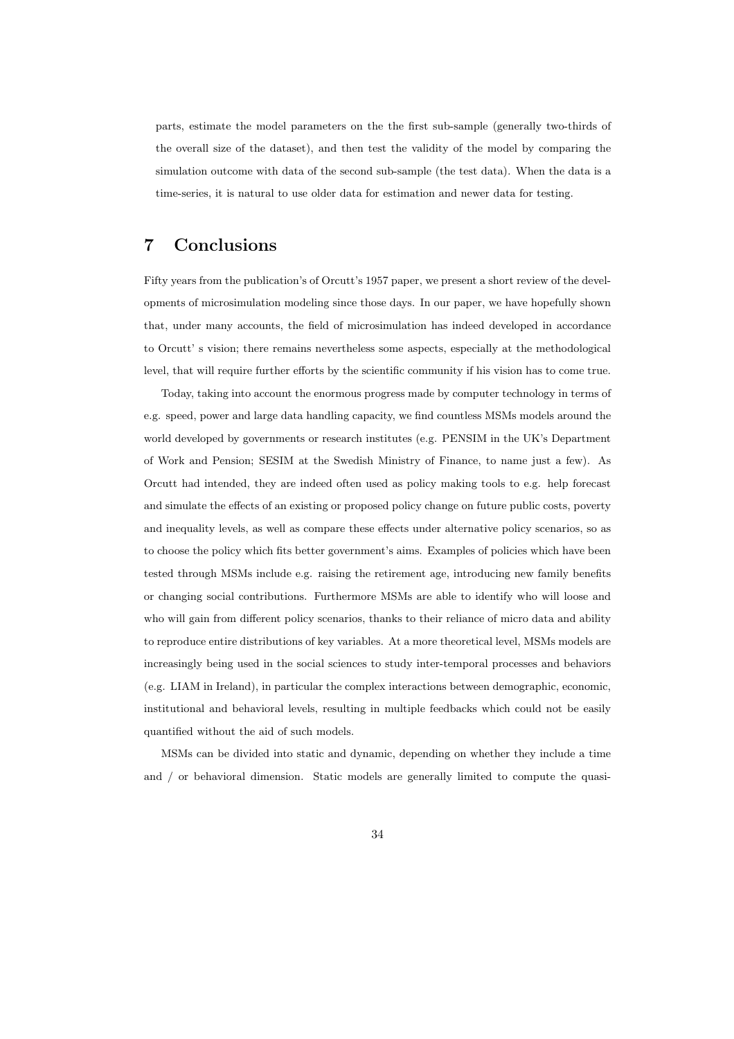parts, estimate the model parameters on the the first sub-sample (generally two-thirds of the overall size of the dataset), and then test the validity of the model by comparing the simulation outcome with data of the second sub-sample (the test data). When the data is a time-series, it is natural to use older data for estimation and newer data for testing.

# 7 Conclusions

Fifty years from the publication's of Orcutt's 1957 paper, we present a short review of the developments of microsimulation modeling since those days. In our paper, we have hopefully shown that, under many accounts, the field of microsimulation has indeed developed in accordance to Orcutt' s vision; there remains nevertheless some aspects, especially at the methodological level, that will require further efforts by the scientific community if his vision has to come true.

Today, taking into account the enormous progress made by computer technology in terms of e.g. speed, power and large data handling capacity, we find countless MSMs models around the world developed by governments or research institutes (e.g. PENSIM in the UK's Department of Work and Pension; SESIM at the Swedish Ministry of Finance, to name just a few). As Orcutt had intended, they are indeed often used as policy making tools to e.g. help forecast and simulate the effects of an existing or proposed policy change on future public costs, poverty and inequality levels, as well as compare these effects under alternative policy scenarios, so as to choose the policy which fits better government's aims. Examples of policies which have been tested through MSMs include e.g. raising the retirement age, introducing new family benefits or changing social contributions. Furthermore MSMs are able to identify who will loose and who will gain from different policy scenarios, thanks to their reliance of micro data and ability to reproduce entire distributions of key variables. At a more theoretical level, MSMs models are increasingly being used in the social sciences to study inter-temporal processes and behaviors (e.g. LIAM in Ireland), in particular the complex interactions between demographic, economic, institutional and behavioral levels, resulting in multiple feedbacks which could not be easily quantified without the aid of such models.

MSMs can be divided into static and dynamic, depending on whether they include a time and / or behavioral dimension. Static models are generally limited to compute the quasi-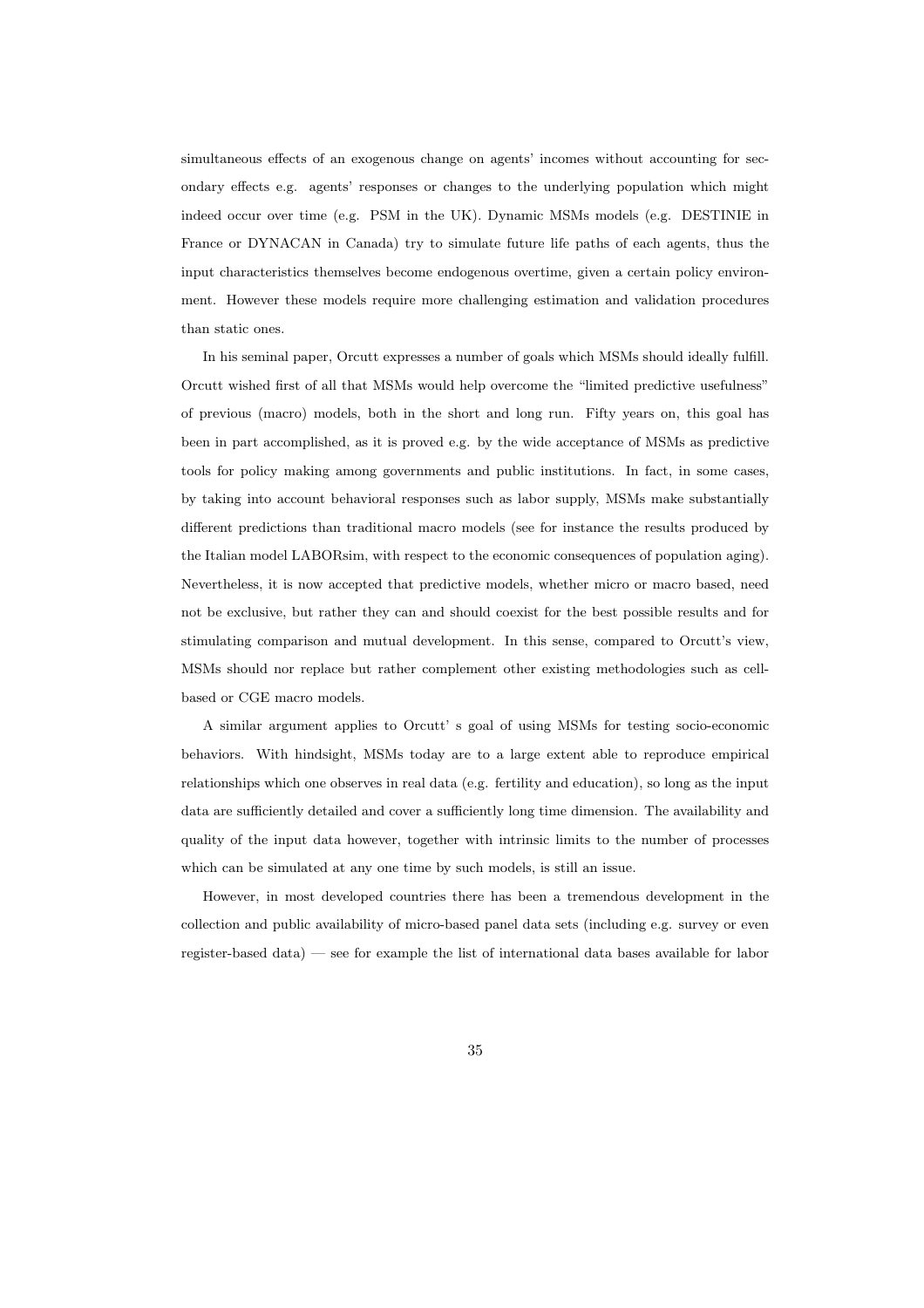simultaneous effects of an exogenous change on agents' incomes without accounting for secondary effects e.g. agents' responses or changes to the underlying population which might indeed occur over time (e.g. PSM in the UK). Dynamic MSMs models (e.g. DESTINIE in France or DYNACAN in Canada) try to simulate future life paths of each agents, thus the input characteristics themselves become endogenous overtime, given a certain policy environment. However these models require more challenging estimation and validation procedures than static ones.

In his seminal paper, Orcutt expresses a number of goals which MSMs should ideally fulfill. Orcutt wished first of all that MSMs would help overcome the "limited predictive usefulness" of previous (macro) models, both in the short and long run. Fifty years on, this goal has been in part accomplished, as it is proved e.g. by the wide acceptance of MSMs as predictive tools for policy making among governments and public institutions. In fact, in some cases, by taking into account behavioral responses such as labor supply, MSMs make substantially different predictions than traditional macro models (see for instance the results produced by the Italian model LABORsim, with respect to the economic consequences of population aging). Nevertheless, it is now accepted that predictive models, whether micro or macro based, need not be exclusive, but rather they can and should coexist for the best possible results and for stimulating comparison and mutual development. In this sense, compared to Orcutt's view, MSMs should nor replace but rather complement other existing methodologies such as cell-based or CGE macro models.

A similar argument applies to Orcutt' s goal of using MSMs for testing socio-economic behaviors. With hindsight, MSMs today are to a large extent able to reproduce empirical relationships which one observes in real data (e.g. fertility and education), so long as the input data are sufficiently detailed and cover a sufficiently long time dimension. The availability and quality of the input data however, together with intrinsic limits to the number of processes which can be simulated at any one time by such models, is still an issue.

However, in most developed countries there has been a tremendous development in the collection and public availability of micro-based panel data sets (including e.g. survey or even register-based data) — see for example the list of international data bases available for labor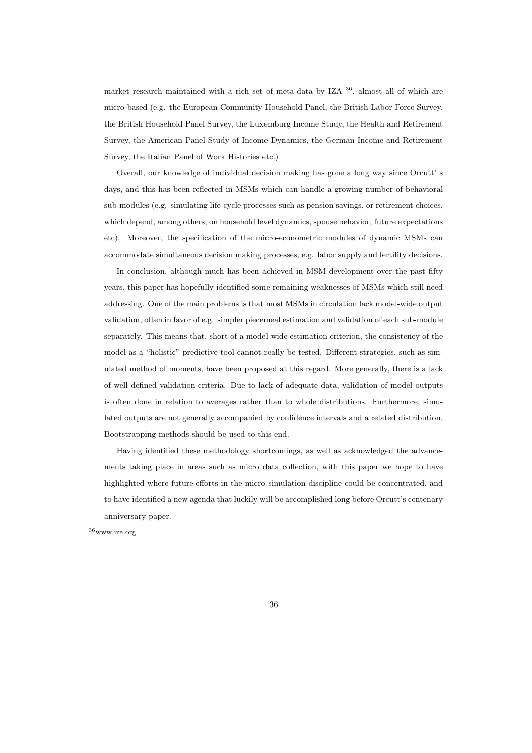market research maintained with a rich set of meta-data by IZA [36], almost all of which are micro-based (e.g. the European Community Household Panel, the British Labor Force Survey, the British Household Panel Survey, the Luxemburg Income Study, the Health and Retirement Survey, the American Panel Study of Income Dynamics, the German Income and Retirement Survey, the Italian Panel of Work Histories etc.)

Overall, our knowledge of individual decision making has gone a long way since Orcutt' s days, and this has been reflected in MSMs which can handle a growing number of behavioral sub-modules (e.g. simulating life-cycle processes such as pension savings, or retirement choices, which depend, among others, on household level dynamics, spouse behavior, future expectations etc). Moreover, the specification of the micro-econometric modules of dynamic MSMs can accommodate simultaneous decision making processes, e.g. labor supply and fertility decisions.

In conclusion, although much has been achieved in MSM development over the past fifty years, this paper has hopefully identified some remaining weaknesses of MSMs which still need addressing. One of the main problems is that most MSMs in circulation lack model-wide output validation, often in favor of e.g. simpler piecemeal estimation and validation of each sub-module separately. This means that, short of a model-wide estimation criterion, the consistency of the model as a "holistic" predictive tool cannot really be tested. Different strategies, such as simulated method of moments, have been proposed at this regard. More generally, there is a lack of well defined validation criteria. Due to lack of adequate data, validation of model outputs is often done in relation to averages rather than to whole distributions. Furthermore, simulated outputs are not generally accompanied by confidence intervals and a related distribution. Bootstrapping methods should be used to this end.

Having identified these methodology shortcomings, as well as acknowledged the advancements taking place in areas such as micro data collection, with this paper we hope to have highlighted where future efforts in the micro simulation discipline could be concentrated, and to have identified a new agenda that luckily will be accomplished long before Orcutt's centenary anniversary paper.

[36] www.iza.org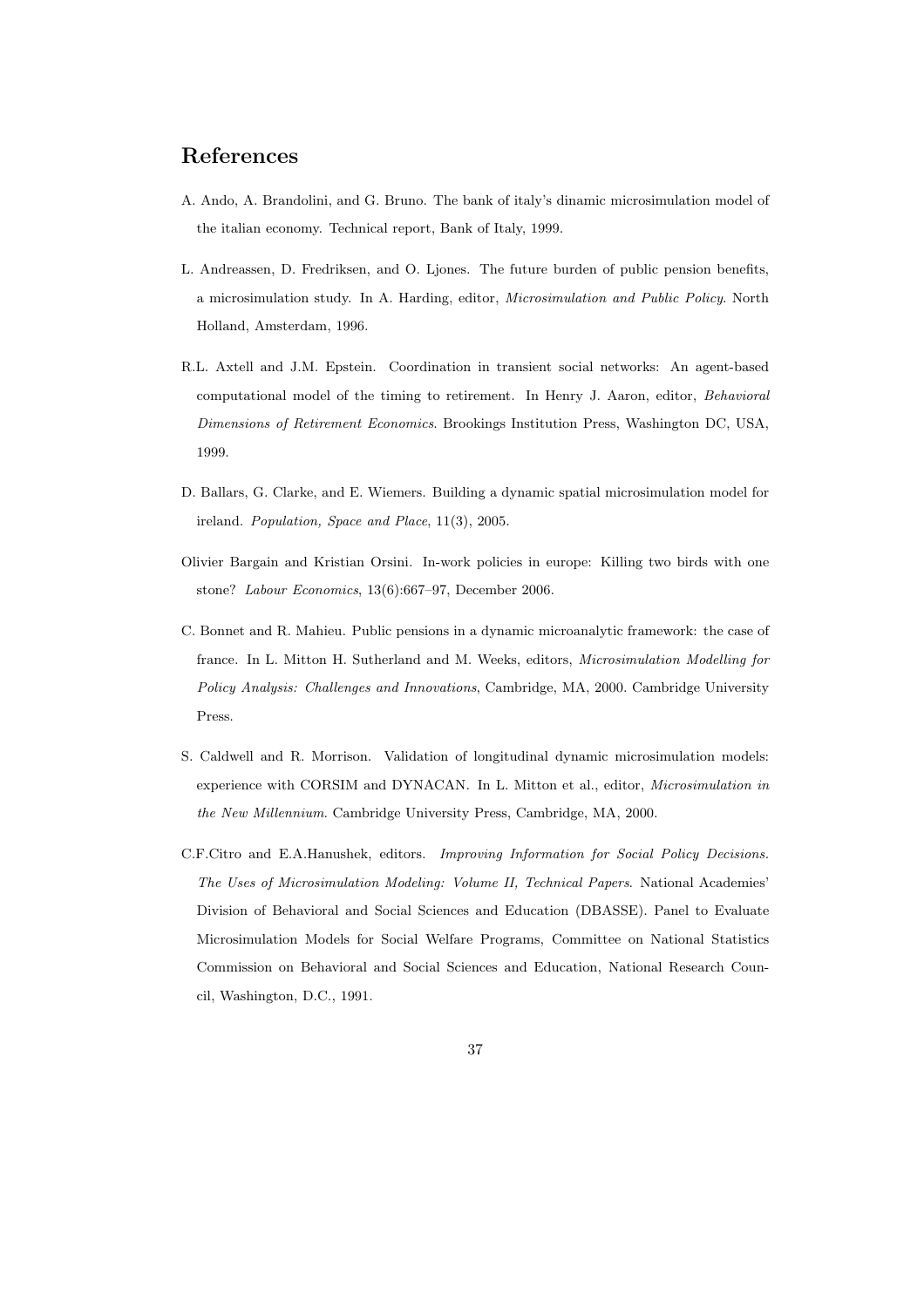# References

A. Ando, A. Brandolini, and G. Bruno. The bank of italy's dinamic microsimulation model of the italian economy. Technical report, Bank of Italy, 1999.

L. Andreassen, D. Fredriksen, and O. Ljones. The future burden of public pension benefits, a microsimulation study. In A. Harding, editor, *Microsimulation and Public Policy*. North Holland, Amsterdam, 1996.

R.L. Axtell and J.M. Epstein. Coordination in transient social networks: An agent-based computational model of the timing to retirement. In Henry J. Aaron, editor, *Behavioral Dimensions of Retirement Economics*. Brookings Institution Press, Washington DC, USA, 1999.

D. Ballars, G. Clarke, and E. Wiemers. Building a dynamic spatial microsimulation model for ireland. *Population, Space and Place*, 11(3), 2005.

Olivier Bargain and Kristian Orsini. In-work policies in europe: Killing two birds with one stone? *Labour Economics*, 13(6):667–97, December 2006.

C. Bonnet and R. Mahieu. Public pensions in a dynamic microanalytic framework: the case of france. In L. Mitton H. Sutherland and M. Weeks, editors, *Microsimulation Modelling for Policy Analysis: Challenges and Innovations*, Cambridge, MA, 2000. Cambridge University Press.

S. Caldwell and R. Morrison. Validation of longitudinal dynamic microsimulation models: experience with CORSIM and DYNACAN. In L. Mitton et al., editor, *Microsimulation in the New Millennium*. Cambridge University Press, Cambridge, MA, 2000.

C.F.Citro and E.A.Hanushek, editors. *Improving Information for Social Policy Decisions. The Uses of Microsimulation Modeling: Volume II, Technical Papers*. National Academies' Division of Behavioral and Social Sciences and Education (DBASSE). Panel to Evaluate Microsimulation Models for Social Welfare Programs, Committee on National Statistics Commission on Behavioral and Social Sciences and Education, National Research Council, Washington, D.C., 1991.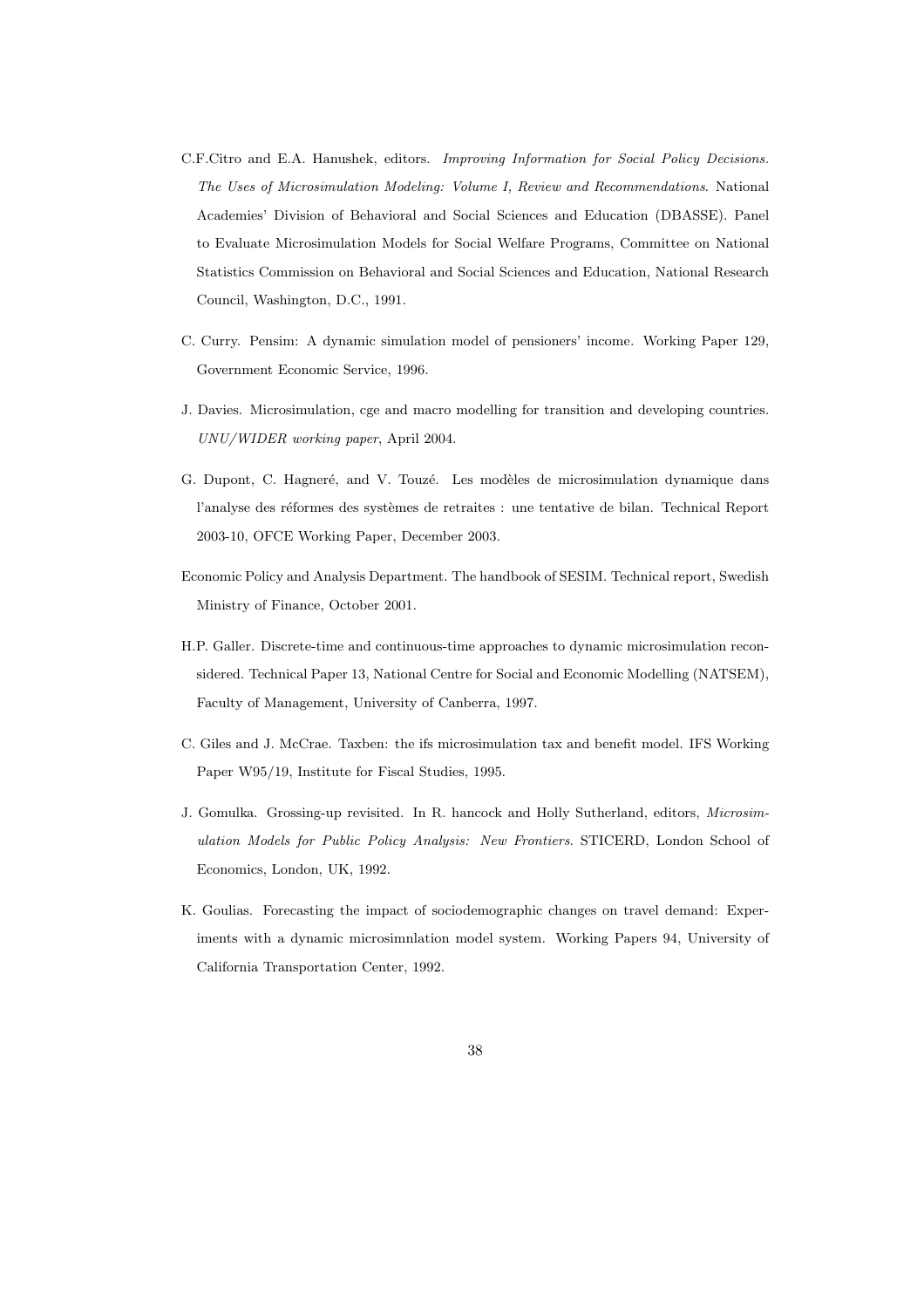C.F.Citro and E.A. Hanushek, editors. *Improving Information for Social Policy Decisions. The Uses of Microsimulation Modeling: Volume I, Review and Recommendations*. National Academies' Division of Behavioral and Social Sciences and Education (DBASSE). Panel to Evaluate Microsimulation Models for Social Welfare Programs, Committee on National Statistics Commission on Behavioral and Social Sciences and Education, National Research Council, Washington, D.C., 1991.

C. Curry. Pensim: A dynamic simulation model of pensioners' income. Working Paper 129, Government Economic Service, 1996.

J. Davies. Microsimulation, cge and macro modelling for transition and developing countries. *UNU/WIDER working paper*, April 2004.

G. Dupont, C. Hagneré, and V. Touzé. Les modèles de microsimulation dynamique dans l'analyse des réformes des systèmes de retraites : une tentative de bilan. Technical Report 2003-10, OFCE Working Paper, December 2003.

Economic Policy and Analysis Department. The handbook of SESIM. Technical report, Swedish Ministry of Finance, October 2001.

H.P. Galler. Discrete-time and continuous-time approaches to dynamic microsimulation reconsidered. Technical Paper 13, National Centre for Social and Economic Modelling (NATSEM), Faculty of Management, University of Canberra, 1997.

C. Giles and J. McCrae. Taxben: the ifs microsimulation tax and benefit model. IFS Working Paper W95/19, Institute for Fiscal Studies, 1995.

J. Gomulka. Grossing-up revisited. In R. hancock and Holly Sutherland, editors, *Microsimulation Models for Public Policy Analysis: New Frontiers*. STICERD, London School of Economics, London, UK, 1992.

K. Goulias. Forecasting the impact of sociodemographic changes on travel demand: Experiments with a dynamic microsimnlation model system. Working Papers 94, University of California Transportation Center, 1992.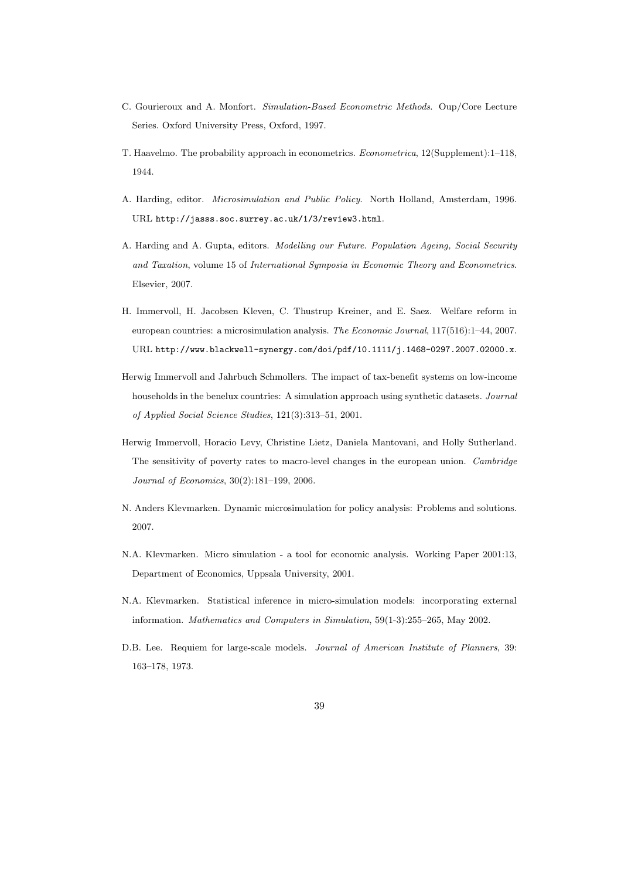C. Gourieroux and A. Monfort. *Simulation-Based Econometric Methods*. Oup/Core Lecture Series. Oxford University Press, Oxford, 1997.

T. Haavelmo. The probability approach in econometrics. *Econometrica*, 12(Supplement):1–118, 1944.

A. Harding, editor. *Microsimulation and Public Policy*. North Holland, Amsterdam, 1996. URL `http://jasss.soc.surrey.ac.uk/1/3/review3.html`.

A. Harding and A. Gupta, editors. *Modelling our Future. Population Ageing, Social Security and Taxation*, volume 15 of *International Symposia in Economic Theory and Econometrics*. Elsevier, 2007.

H. Immervoll, H. Jacobsen Kleven, C. Thustrup Kreiner, and E. Saez. Welfare reform in european countries: a microsimulation analysis. *The Economic Journal*, 117(516):1–44, 2007. URL `http://www.blackwell-synergy.com/doi/pdf/10.1111/j.1468-0297.2007.02000.x`.

Herwig Immervoll and Jahrbuch Schmollers. The impact of tax-benefit systems on low-income households in the benelux countries: A simulation approach using synthetic datasets. *Journal of Applied Social Science Studies*, 121(3):313–51, 2001.

Herwig Immervoll, Horacio Levy, Christine Lietz, Daniela Mantovani, and Holly Sutherland. The sensitivity of poverty rates to macro-level changes in the european union. *Cambridge Journal of Economics*, 30(2):181–199, 2006.

N. Anders Klevmarken. Dynamic microsimulation for policy analysis: Problems and solutions. 2007.

N.A. Klevmarken. Micro simulation - a tool for economic analysis. Working Paper 2001:13, Department of Economics, Uppsala University, 2001.

N.A. Klevmarken. Statistical inference in micro-simulation models: incorporating external information. *Mathematics and Computers in Simulation*, 59(1-3):255–265, May 2002.

D.B. Lee. Requiem for large-scale models. *Journal of American Institute of Planners*, 39: 163–178, 1973.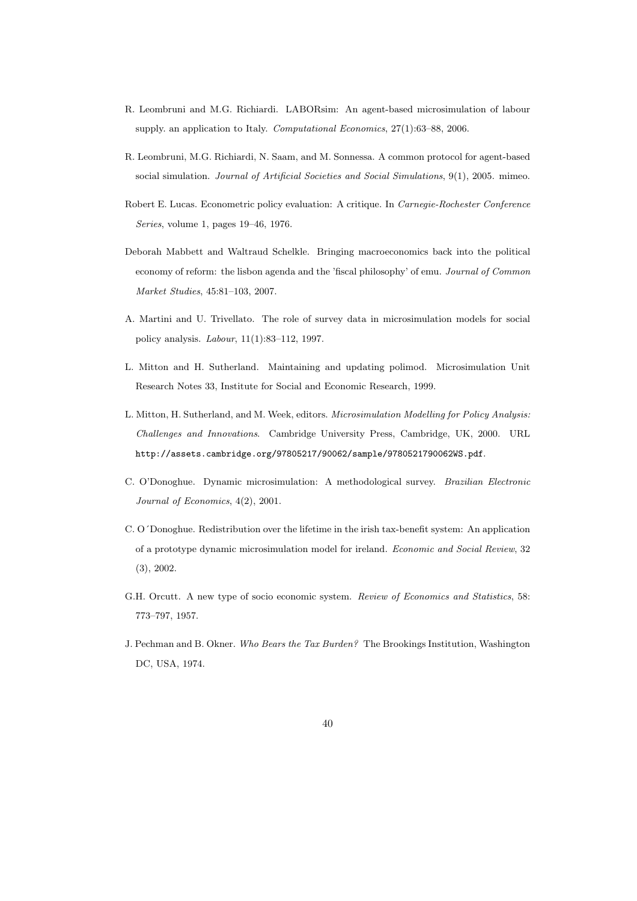R. Leombruni and M.G. Richiardi. LABORsim: An agent-based microsimulation of labour supply. an application to Italy. *Computational Economics*, 27(1):63–88, 2006.

R. Leombruni, M.G. Richiardi, N. Saam, and M. Sonnessa. A common protocol for agent-based social simulation. *Journal of Artificial Societies and Social Simulations*, 9(1), 2005. mimeo.

Robert E. Lucas. Econometric policy evaluation: A critique. In *Carnegie-Rochester Conference Series*, volume 1, pages 19–46, 1976.

Deborah Mabbett and Waltraud Schelkle. Bringing macroeconomics back into the political economy of reform: the lisbon agenda and the 'fiscal philosophy' of emu. *Journal of Common Market Studies*, 45:81–103, 2007.

A. Martini and U. Trivellato. The role of survey data in microsimulation models for social policy analysis. *Labour*, 11(1):83–112, 1997.

L. Mitton and H. Sutherland. Maintaining and updating polimod. Microsimulation Unit Research Notes 33, Institute for Social and Economic Research, 1999.

L. Mitton, H. Sutherland, and M. Week, editors. *Microsimulation Modelling for Policy Analysis: Challenges and Innovations*. Cambridge University Press, Cambridge, UK, 2000. URL `http://assets.cambridge.org/97805217/90062/sample/9780521790062WS.pdf`.

C. O'Donoghue. Dynamic microsimulation: A methodological survey. *Brazilian Electronic Journal of Economics*, 4(2), 2001.

C. O´Donoghue. Redistribution over the lifetime in the irish tax-benefit system: An application of a prototype dynamic microsimulation model for ireland. *Economic and Social Review*, 32 (3), 2002.

G.H. Orcutt. A new type of socio economic system. *Review of Economics and Statistics*, 58: 773–797, 1957.

J. Pechman and B. Okner. *Who Bears the Tax Burden?* The Brookings Institution, Washington DC, USA, 1974.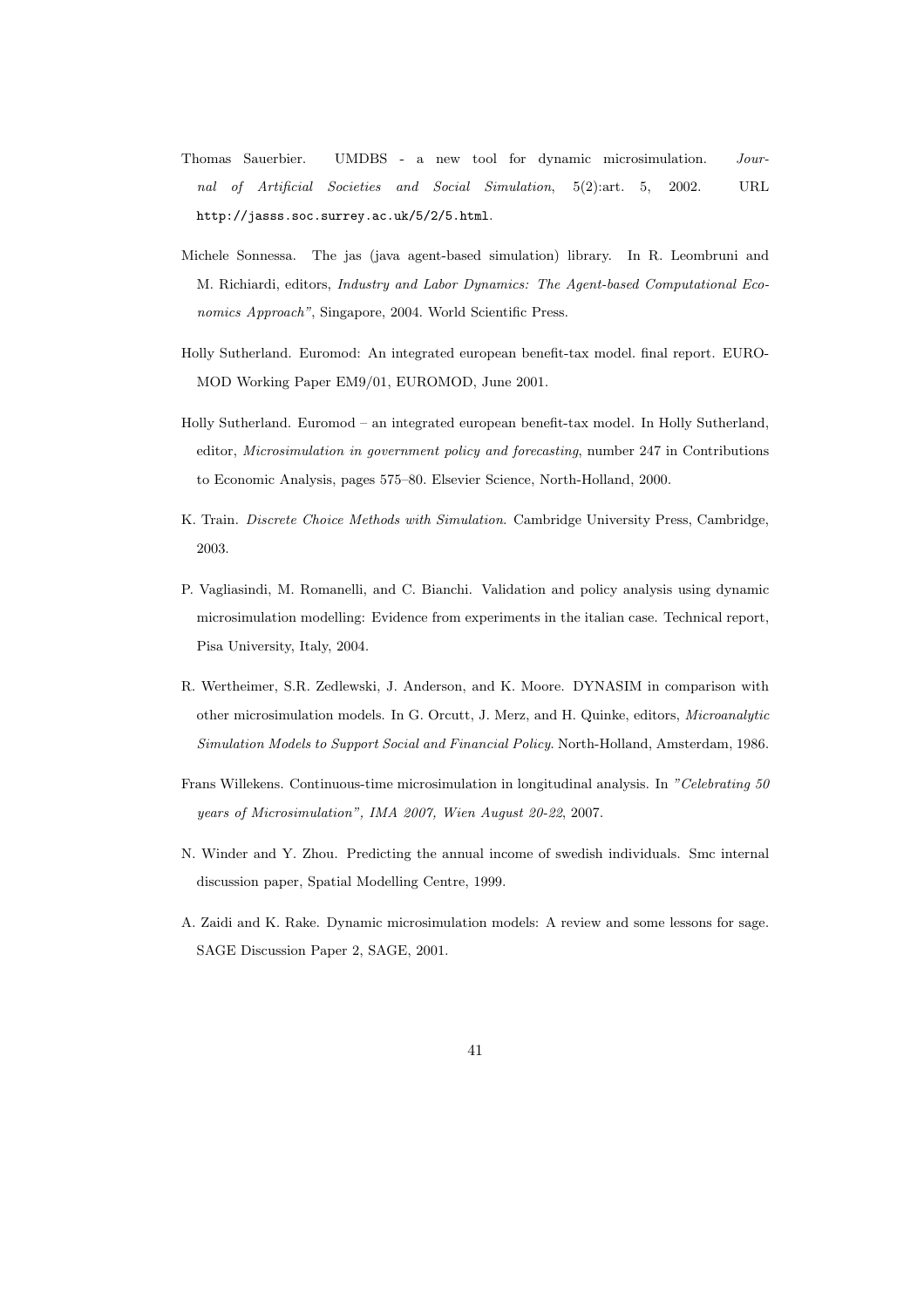Thomas Sauerbier. UMDBS - a new tool for dynamic microsimulation. *Journal of Artificial Societies and Social Simulation*, 5(2):art. 5, 2002. URL `http://jasss.soc.surrey.ac.uk/5/2/5.html`.

Michele Sonnessa. The jas (java agent-based simulation) library. In R. Leombruni and M. Richiardi, editors, *Industry and Labor Dynamics: The Agent-based Computational Economics Approach"*, Singapore, 2004. World Scientific Press.

Holly Sutherland. Euromod: An integrated european benefit-tax model. final report. EUROMOD Working Paper EM9/01, EUROMOD, June 2001.

Holly Sutherland. Euromod – an integrated european benefit-tax model. In Holly Sutherland, editor, *Microsimulation in government policy and forecasting*, number 247 in Contributions to Economic Analysis, pages 575–80. Elsevier Science, North-Holland, 2000.

K. Train. *Discrete Choice Methods with Simulation*. Cambridge University Press, Cambridge, 2003.

P. Vagliasindi, M. Romanelli, and C. Bianchi. Validation and policy analysis using dynamic microsimulation modelling: Evidence from experiments in the italian case. Technical report, Pisa University, Italy, 2004.

R. Wertheimer, S.R. Zedlewski, J. Anderson, and K. Moore. DYNASIM in comparison with other microsimulation models. In G. Orcutt, J. Merz, and H. Quinke, editors, *Microanalytic Simulation Models to Support Social and Financial Policy*. North-Holland, Amsterdam, 1986.

Frans Willekens. Continuous-time microsimulation in longitudinal analysis. In *"Celebrating 50 years of Microsimulation", IMA 2007, Wien August 20-22*, 2007.

N. Winder and Y. Zhou. Predicting the annual income of swedish individuals. Smc internal discussion paper, Spatial Modelling Centre, 1999.

A. Zaidi and K. Rake. Dynamic microsimulation models: A review and some lessons for sage. SAGE Discussion Paper 2, SAGE, 2001.